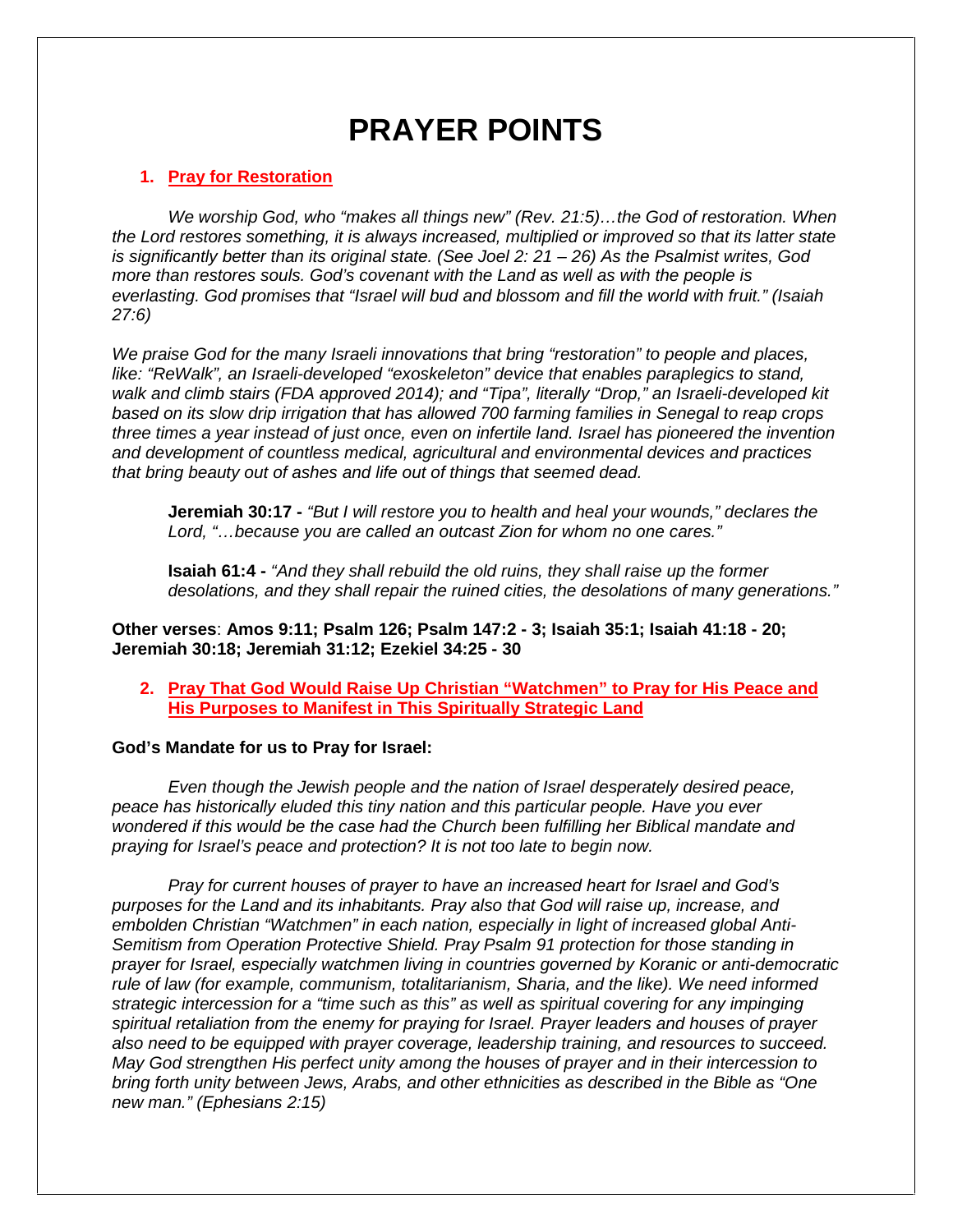# PRAYER POINTS

1. **Pray for Restoration**

*We worship God, who "makes all things new" (Rev. 21:5)…the God of restoration. When the Lord restores something, it is always increased, multiplied or improved so that its latter state is significantly better than its original state. (See Joel 2: 21 – 26) As the Psalmist writes, God more than restores souls. God's covenant with the Land as well as with the people is everlasting. God promises that "Israel will bud and blossom and fill the world with fruit." (Isaiah 27:6)*

*We praise God for the many Israeli innovations that bring "restoration" to people and places, like: "ReWalk", an Israeli-developed "exoskeleton" device that enables paraplegics to stand, walk and climb stairs (FDA approved 2014); and "Tipa", literally "Drop," an Israeli-developed kit based on its slow drip irrigation that has allowed 700 farming families in Senegal to reap crops three times a year instead of just once, even on infertile land. Israel has pioneered the invention and development of countless medical, agricultural and environmental devices and practices that bring beauty out of ashes and life out of things that seemed dead.*

> **Jeremiah 30:17 -** *"But I will restore you to health and heal your wounds," declares the Lord, "…because you are called an outcast Zion for whom no one cares."*

> **Isaiah 61:4 -** *"And they shall rebuild the old ruins, they shall raise up the former desolations, and they shall repair the ruined cities, the desolations of many generations."*

**Other verses**: **Amos 9:11; Psalm 126; Psalm 147:2 - 3; Isaiah 35:1; Isaiah 41:18 - 20; Jeremiah 30:18; Jeremiah 31:12; Ezekiel 34:25 - 30**

2. **Pray That God Would Raise Up Christian "Watchmen" to Pray for His Peace and His Purposes to Manifest in This Spiritually Strategic Land**

**God's Mandate for us to Pray for Israel:**

*Even though the Jewish people and the nation of Israel desperately desired peace, peace has historically eluded this tiny nation and this particular people. Have you ever wondered if this would be the case had the Church been fulfilling her Biblical mandate and praying for Israel's peace and protection? It is not too late to begin now.*

*Pray for current houses of prayer to have an increased heart for Israel and God's purposes for the Land and its inhabitants. Pray also that God will raise up, increase, and embolden Christian "Watchmen" in each nation, especially in light of increased global Anti-Semitism from Operation Protective Shield. Pray Psalm 91 protection for those standing in prayer for Israel, especially watchmen living in countries governed by Koranic or anti-democratic rule of law (for example, communism, totalitarianism, Sharia, and the like). We need informed strategic intercession for a "time such as this" as well as spiritual covering for any impinging spiritual retaliation from the enemy for praying for Israel. Prayer leaders and houses of prayer also need to be equipped with prayer coverage, leadership training, and resources to succeed. May God strengthen His perfect unity among the houses of prayer and in their intercession to bring forth unity between Jews, Arabs, and other ethnicities as described in the Bible as "One new man." (Ephesians 2:15)*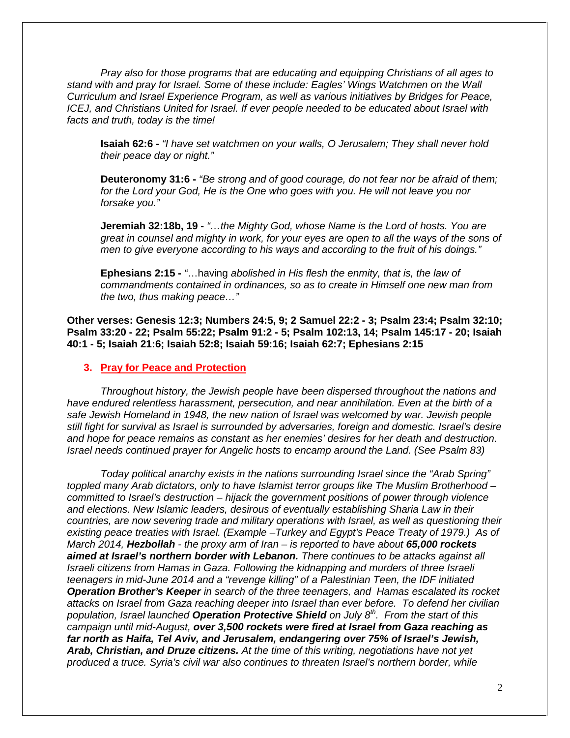*Pray also for those programs that are educating and equipping Christians of all ages to stand with and pray for Israel. Some of these include: Eagles' Wings Watchmen on the Wall Curriculum and Israel Experience Program, as well as various initiatives by Bridges for Peace, ICEJ, and Christians United for Israel. If ever people needed to be educated about Israel with facts and truth, today is the time!*

> **Isaiah 62:6 -** *"I have set watchmen on your walls, O Jerusalem; They shall never hold their peace day or night."*
>
> **Deuteronomy 31:6 -** *"Be strong and of good courage, do not fear nor be afraid of them; for the Lord your God, He is the One who goes with you. He will not leave you nor forsake you."*
>
> **Jeremiah 32:18b, 19 -** *"…the Mighty God, whose Name is the Lord of hosts. You are great in counsel and mighty in work, for your eyes are open to all the ways of the sons of men to give everyone according to his ways and according to the fruit of his doings."*
>
> **Ephesians 2:15 -** "…having *abolished in His flesh the enmity, that is, the law of commandments contained in ordinances, so as to create in Himself one new man from the two, thus making peace…"*

**Other verses: Genesis 12:3; Numbers 24:5, 9; 2 Samuel 22:2 - 3; Psalm 23:4; Psalm 32:10; Psalm 33:20 - 22; Psalm 55:22; Psalm 91:2 - 5; Psalm 102:13, 14; Psalm 145:17 - 20; Isaiah 40:1 - 5; Isaiah 21:6; Isaiah 52:8; Isaiah 59:16; Isaiah 62:7; Ephesians 2:15**

## 3. Pray for Peace and Protection

*Throughout history, the Jewish people have been dispersed throughout the nations and have endured relentless harassment, persecution, and near annihilation. Even at the birth of a safe Jewish Homeland in 1948, the new nation of Israel was welcomed by war. Jewish people still fight for survival as Israel is surrounded by adversaries, foreign and domestic. Israel's desire and hope for peace remains as constant as her enemies' desires for her death and destruction. Israel needs continued prayer for Angelic hosts to encamp around the Land. (See Psalm 83)*

*Today political anarchy exists in the nations surrounding Israel since the "Arab Spring" toppled many Arab dictators, only to have Islamist terror groups like The Muslim Brotherhood – committed to Israel's destruction – hijack the government positions of power through violence and elections. New Islamic leaders, desirous of eventually establishing Sharia Law in their countries, are now severing trade and military operations with Israel, as well as questioning their existing peace treaties with Israel. (Example –Turkey and Egypt's Peace Treaty of 1979.) As of March 2014, **Hezbollah** - the proxy arm of Iran – is reported to have about **65,000 rockets aimed at Israel's northern border with Lebanon.** There continues to be attacks against all Israeli citizens from Hamas in Gaza. Following the kidnapping and murders of three Israeli teenagers in mid-June 2014 and a "revenge killing" of a Palestinian Teen, the IDF initiated **Operation Brother's Keeper** in search of the three teenagers, and Hamas escalated its rocket attacks on Israel from Gaza reaching deeper into Israel than ever before. To defend her civilian population, Israel launched **Operation Protective Shield** on July 8th. From the start of this campaign until mid-August, **over 3,500 rockets were fired at Israel from Gaza reaching as far north as Haifa, Tel Aviv, and Jerusalem, endangering over 75% of Israel's Jewish, Arab, Christian, and Druze citizens.** At the time of this writing, negotiations have not yet produced a truce. Syria's civil war also continues to threaten Israel's northern border, while*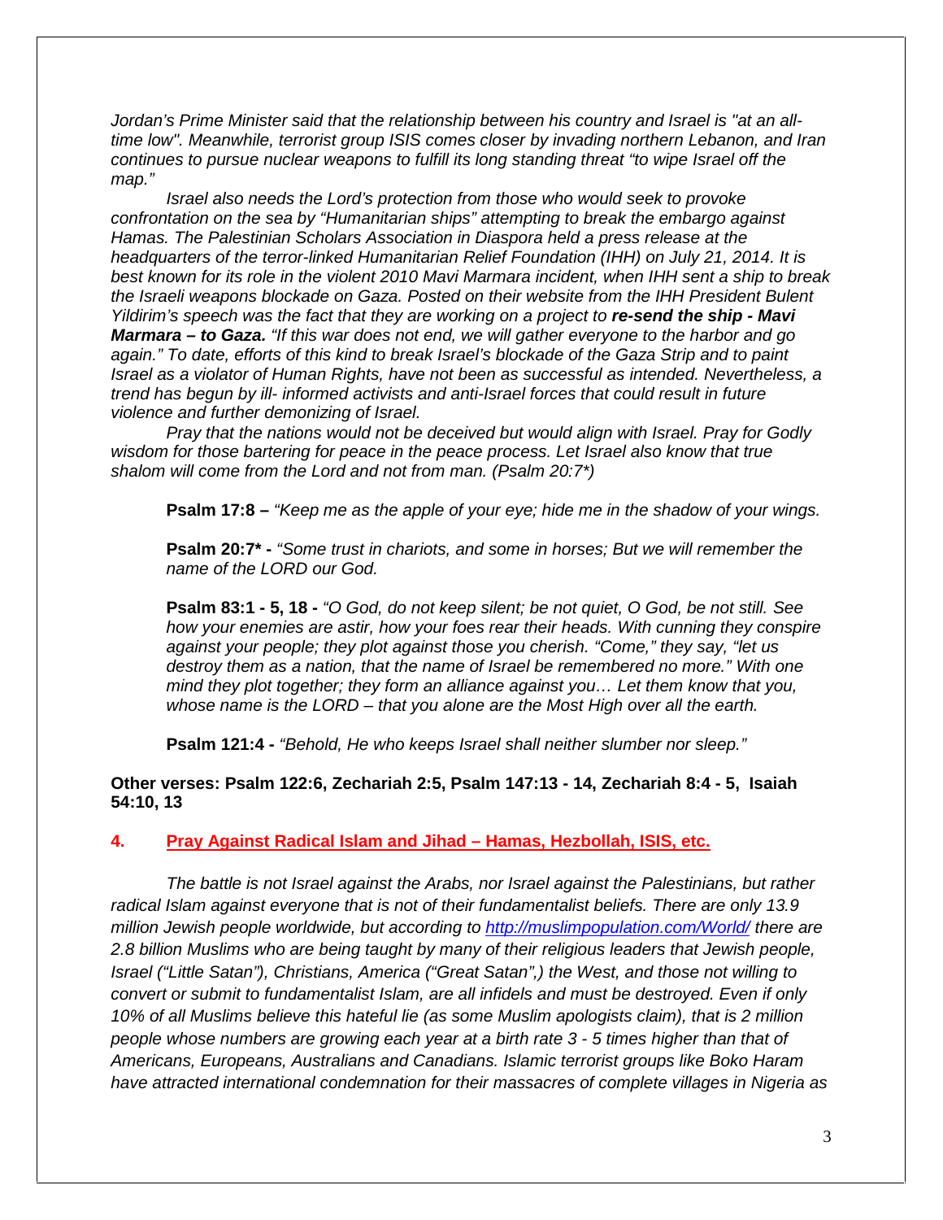*Jordan's Prime Minister said that the relationship between his country and Israel is "at an all-time low". Meanwhile, terrorist group ISIS comes closer by invading northern Lebanon, and Iran continues to pursue nuclear weapons to fulfill its long standing threat "to wipe Israel off the map."*

*Israel also needs the Lord's protection from those who would seek to provoke confrontation on the sea by "Humanitarian ships" attempting to break the embargo against Hamas. The Palestinian Scholars Association in Diaspora held a press release at the headquarters of the terror-linked Humanitarian Relief Foundation (IHH) on July 21, 2014. It is best known for its role in the violent 2010 Mavi Marmara incident, when IHH sent a ship to break the Israeli weapons blockade on Gaza. Posted on their website from the IHH President Bulent Yildirim's speech was the fact that they are working on a project to* ***re-send the ship - Mavi Marmara – to Gaza.*** *"If this war does not end, we will gather everyone to the harbor and go again." To date, efforts of this kind to break Israel's blockade of the Gaza Strip and to paint Israel as a violator of Human Rights, have not been as successful as intended. Nevertheless, a trend has begun by ill- informed activists and anti-Israel forces that could result in future violence and further demonizing of Israel.*

*Pray that the nations would not be deceived but would align with Israel. Pray for Godly wisdom for those bartering for peace in the peace process. Let Israel also know that true shalom will come from the Lord and not from man. (Psalm 20:7*)*

**Psalm 17:8 –** *"Keep me as the apple of your eye; hide me in the shadow of your wings.*

**Psalm 20:7* -** *"Some trust in chariots, and some in horses; But we will remember the name of the LORD our God.*

**Psalm 83:1 - 5, 18 -** *"O God, do not keep silent; be not quiet, O God, be not still. See how your enemies are astir, how your foes rear their heads. With cunning they conspire against your people; they plot against those you cherish. "Come," they say, "let us destroy them as a nation, that the name of Israel be remembered no more." With one mind they plot together; they form an alliance against you… Let them know that you, whose name is the LORD – that you alone are the Most High over all the earth.*

**Psalm 121:4 -** *"Behold, He who keeps Israel shall neither slumber nor sleep."*

**Other verses: Psalm 122:6, Zechariah 2:5, Psalm 147:13 - 14, Zechariah 8:4 - 5, Isaiah 54:10, 13**

## 4. Pray Against Radical Islam and Jihad – Hamas, Hezbollah, ISIS, etc.

*The battle is not Israel against the Arabs, nor Israel against the Palestinians, but rather radical Islam against everyone that is not of their fundamentalist beliefs. There are only 13.9 million Jewish people worldwide, but according to http://muslimpopulation.com/World/ there are 2.8 billion Muslims who are being taught by many of their religious leaders that Jewish people, Israel ("Little Satan"), Christians, America ("Great Satan",) the West, and those not willing to convert or submit to fundamentalist Islam, are all infidels and must be destroyed. Even if only 10% of all Muslims believe this hateful lie (as some Muslim apologists claim), that is 2 million people whose numbers are growing each year at a birth rate 3 - 5 times higher than that of Americans, Europeans, Australians and Canadians. Islamic terrorist groups like Boko Haram have attracted international condemnation for their massacres of complete villages in Nigeria as*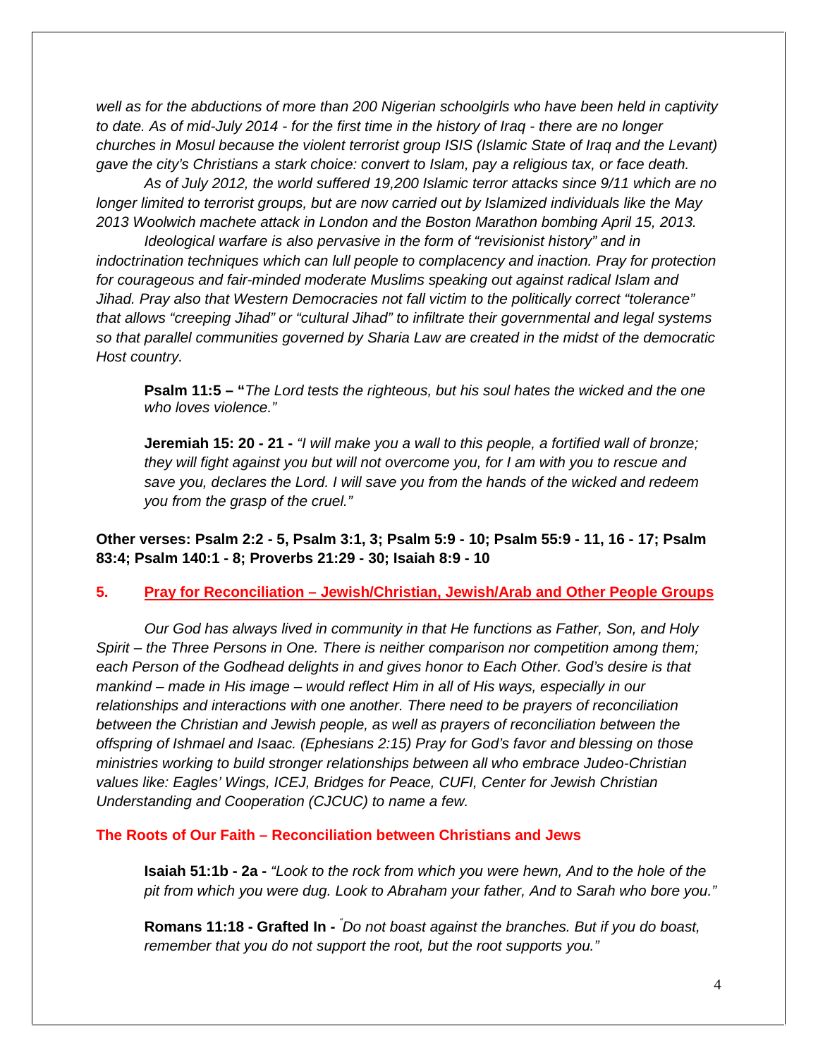*well as for the abductions of more than 200 Nigerian schoolgirls who have been held in captivity to date. As of mid-July 2014 - for the first time in the history of Iraq - there are no longer churches in Mosul because the violent terrorist group ISIS (Islamic State of Iraq and the Levant) gave the city's Christians a stark choice: convert to Islam, pay a religious tax, or face death.*

*As of July 2012, the world suffered 19,200 Islamic terror attacks since 9/11 which are no longer limited to terrorist groups, but are now carried out by Islamized individuals like the May 2013 Woolwich machete attack in London and the Boston Marathon bombing April 15, 2013.*

*Ideological warfare is also pervasive in the form of "revisionist history" and in indoctrination techniques which can lull people to complacency and inaction. Pray for protection for courageous and fair-minded moderate Muslims speaking out against radical Islam and Jihad. Pray also that Western Democracies not fall victim to the politically correct "tolerance" that allows "creeping Jihad" or "cultural Jihad" to infiltrate their governmental and legal systems so that parallel communities governed by Sharia Law are created in the midst of the democratic Host country.*

> **Psalm 11:5 – "***The Lord tests the righteous, but his soul hates the wicked and the one who loves violence."*

> **Jeremiah 15: 20 - 21 -** *"I will make you a wall to this people, a fortified wall of bronze; they will fight against you but will not overcome you, for I am with you to rescue and save you, declares the Lord. I will save you from the hands of the wicked and redeem you from the grasp of the cruel."*

**Other verses: Psalm 2:2 - 5, Psalm 3:1, 3; Psalm 5:9 - 10; Psalm 55:9 - 11, 16 - 17; Psalm 83:4; Psalm 140:1 - 8; Proverbs 21:29 - 30; Isaiah 8:9 - 10**

## 5. Pray for Reconciliation – Jewish/Christian, Jewish/Arab and Other People Groups

*Our God has always lived in community in that He functions as Father, Son, and Holy Spirit – the Three Persons in One. There is neither comparison nor competition among them; each Person of the Godhead delights in and gives honor to Each Other. God's desire is that mankind – made in His image – would reflect Him in all of His ways, especially in our relationships and interactions with one another. There need to be prayers of reconciliation between the Christian and Jewish people, as well as prayers of reconciliation between the offspring of Ishmael and Isaac. (Ephesians 2:15) Pray for God's favor and blessing on those ministries working to build stronger relationships between all who embrace Judeo-Christian values like: Eagles' Wings, ICEJ, Bridges for Peace, CUFI, Center for Jewish Christian Understanding and Cooperation (CJCUC) to name a few.*

### The Roots of Our Faith – Reconciliation between Christians and Jews

> **Isaiah 51:1b - 2a -** *"Look to the rock from which you were hewn, And to the hole of the pit from which you were dug. Look to Abraham your father, And to Sarah who bore you."*

> **Romans 11:18 - Grafted In -** *"Do not boast against the branches. But if you do boast, remember that you do not support the root, but the root supports you."*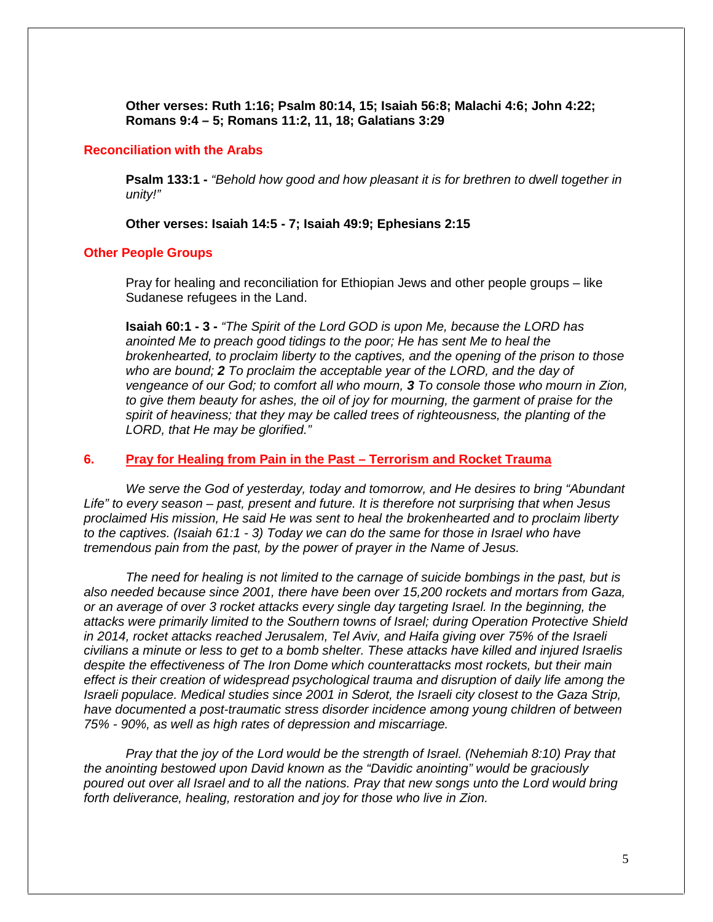**Other verses: Ruth 1:16; Psalm 80:14, 15; Isaiah 56:8; Malachi 4:6; John 4:22; Romans 9:4 – 5; Romans 11:2, 11, 18; Galatians 3:29**

### Reconciliation with the Arabs

**Psalm 133:1 -** *"Behold how good and how pleasant it is for brethren to dwell together in unity!"*

**Other verses: Isaiah 14:5 - 7; Isaiah 49:9; Ephesians 2:15**

### Other People Groups

Pray for healing and reconciliation for Ethiopian Jews and other people groups – like Sudanese refugees in the Land.

**Isaiah 60:1 - 3 -** *"The Spirit of the Lord GOD is upon Me, because the LORD has anointed Me to preach good tidings to the poor; He has sent Me to heal the brokenhearted, to proclaim liberty to the captives, and the opening of the prison to those who are bound;* ***2*** *To proclaim the acceptable year of the LORD, and the day of vengeance of our God; to comfort all who mourn,* ***3*** *To console those who mourn in Zion, to give them beauty for ashes, the oil of joy for mourning, the garment of praise for the spirit of heaviness; that they may be called trees of righteousness, the planting of the LORD, that He may be glorified."*

## 6. Pray for Healing from Pain in the Past – Terrorism and Rocket Trauma

*We serve the God of yesterday, today and tomorrow, and He desires to bring "Abundant Life" to every season – past, present and future. It is therefore not surprising that when Jesus proclaimed His mission, He said He was sent to heal the brokenhearted and to proclaim liberty to the captives. (Isaiah 61:1 - 3) Today we can do the same for those in Israel who have tremendous pain from the past, by the power of prayer in the Name of Jesus.*

*The need for healing is not limited to the carnage of suicide bombings in the past, but is also needed because since 2001, there have been over 15,200 rockets and mortars from Gaza, or an average of over 3 rocket attacks every single day targeting Israel. In the beginning, the attacks were primarily limited to the Southern towns of Israel; during Operation Protective Shield in 2014, rocket attacks reached Jerusalem, Tel Aviv, and Haifa giving over 75% of the Israeli civilians a minute or less to get to a bomb shelter. These attacks have killed and injured Israelis despite the effectiveness of The Iron Dome which counterattacks most rockets, but their main effect is their creation of widespread psychological trauma and disruption of daily life among the Israeli populace. Medical studies since 2001 in Sderot, the Israeli city closest to the Gaza Strip, have documented a post-traumatic stress disorder incidence among young children of between 75% - 90%, as well as high rates of depression and miscarriage.*

*Pray that the joy of the Lord would be the strength of Israel. (Nehemiah 8:10) Pray that the anointing bestowed upon David known as the "Davidic anointing" would be graciously poured out over all Israel and to all the nations. Pray that new songs unto the Lord would bring forth deliverance, healing, restoration and joy for those who live in Zion.*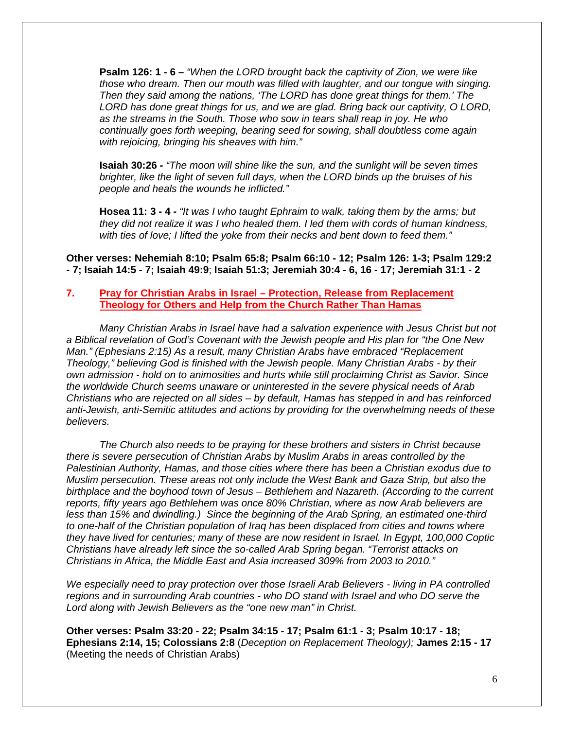**Psalm 126: 1 - 6 –** *"When the LORD brought back the captivity of Zion, we were like those who dream. Then our mouth was filled with laughter, and our tongue with singing. Then they said among the nations, 'The LORD has done great things for them.' The LORD has done great things for us, and we are glad. Bring back our captivity, O LORD, as the streams in the South. Those who sow in tears shall reap in joy. He who continually goes forth weeping, bearing seed for sowing, shall doubtless come again with rejoicing, bringing his sheaves with him."*

**Isaiah 30:26 -** *"The moon will shine like the sun, and the sunlight will be seven times brighter, like the light of seven full days, when the LORD binds up the bruises of his people and heals the wounds he inflicted."*

**Hosea 11: 3 - 4 -** *"It was I who taught Ephraim to walk, taking them by the arms; but they did not realize it was I who healed them. I led them with cords of human kindness, with ties of love; I lifted the yoke from their necks and bent down to feed them."*

**Other verses: Nehemiah 8:10; Psalm 65:8; Psalm 66:10 - 12; Psalm 126: 1-3; Psalm 129:2 - 7; Isaiah 14:5 - 7; Isaiah 49:9; Isaiah 51:3; Jeremiah 30:4 - 6, 16 - 17; Jeremiah 31:1 - 2**

## 7. Pray for Christian Arabs in Israel – Protection, Release from Replacement Theology for Others and Help from the Church Rather Than Hamas

*Many Christian Arabs in Israel have had a salvation experience with Jesus Christ but not a Biblical revelation of God's Covenant with the Jewish people and His plan for "the One New Man." (Ephesians 2:15) As a result, many Christian Arabs have embraced "Replacement Theology," believing God is finished with the Jewish people. Many Christian Arabs - by their own admission - hold on to animosities and hurts while still proclaiming Christ as Savior. Since the worldwide Church seems unaware or uninterested in the severe physical needs of Arab Christians who are rejected on all sides – by default, Hamas has stepped in and has reinforced anti-Jewish, anti-Semitic attitudes and actions by providing for the overwhelming needs of these believers.*

*The Church also needs to be praying for these brothers and sisters in Christ because there is severe persecution of Christian Arabs by Muslim Arabs in areas controlled by the Palestinian Authority, Hamas, and those cities where there has been a Christian exodus due to Muslim persecution. These areas not only include the West Bank and Gaza Strip, but also the birthplace and the boyhood town of Jesus – Bethlehem and Nazareth. (According to the current reports, fifty years ago Bethlehem was once 80% Christian, where as now Arab believers are less than 15% and dwindling.) Since the beginning of the Arab Spring, an estimated one-third to one-half of the Christian population of Iraq has been displaced from cities and towns where they have lived for centuries; many of these are now resident in Israel. In Egypt, 100,000 Coptic Christians have already left since the so-called Arab Spring began. "Terrorist attacks on Christians in Africa, the Middle East and Asia increased 309% from 2003 to 2010."*

*We especially need to pray protection over those Israeli Arab Believers - living in PA controlled regions and in surrounding Arab countries - who DO stand with Israel and who DO serve the Lord along with Jewish Believers as the "one new man" in Christ.*

**Other verses: Psalm 33:20 - 22; Psalm 34:15 - 17; Psalm 61:1 - 3; Psalm 10:17 - 18; Ephesians 2:14, 15; Colossians 2:8** (*Deception on Replacement Theology);* **James 2:15 - 17** (Meeting the needs of Christian Arabs)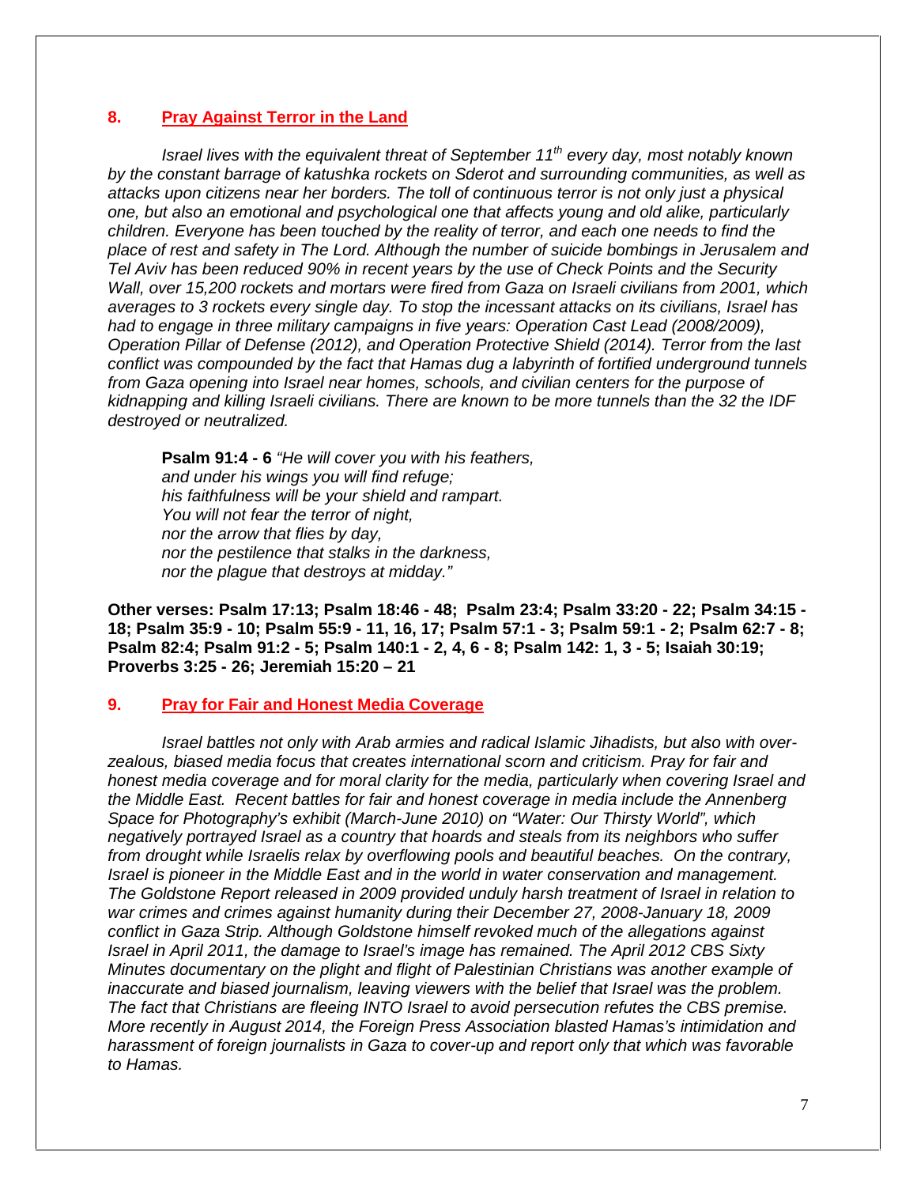## 8. Pray Against Terror in the Land

*Israel lives with the equivalent threat of September 11th every day, most notably known by the constant barrage of katushka rockets on Sderot and surrounding communities, as well as attacks upon citizens near her borders. The toll of continuous terror is not only just a physical one, but also an emotional and psychological one that affects young and old alike, particularly children. Everyone has been touched by the reality of terror, and each one needs to find the place of rest and safety in The Lord. Although the number of suicide bombings in Jerusalem and Tel Aviv has been reduced 90% in recent years by the use of Check Points and the Security Wall, over 15,200 rockets and mortars were fired from Gaza on Israeli civilians from 2001, which averages to 3 rockets every single day. To stop the incessant attacks on its civilians, Israel has had to engage in three military campaigns in five years: Operation Cast Lead (2008/2009), Operation Pillar of Defense (2012), and Operation Protective Shield (2014). Terror from the last conflict was compounded by the fact that Hamas dug a labyrinth of fortified underground tunnels from Gaza opening into Israel near homes, schools, and civilian centers for the purpose of kidnapping and killing Israeli civilians. There are known to be more tunnels than the 32 the IDF destroyed or neutralized.*

> **Psalm 91:4 - 6** *"He will cover you with his feathers,*
> *and under his wings you will find refuge;*
> *his faithfulness will be your shield and rampart.*
> *You will not fear the terror of night,*
> *nor the arrow that flies by day,*
> *nor the pestilence that stalks in the darkness,*
> *nor the plague that destroys at midday."*

**Other verses: Psalm 17:13; Psalm 18:46 - 48; Psalm 23:4; Psalm 33:20 - 22; Psalm 34:15 - 18; Psalm 35:9 - 10; Psalm 55:9 - 11, 16, 17; Psalm 57:1 - 3; Psalm 59:1 - 2; Psalm 62:7 - 8; Psalm 82:4; Psalm 91:2 - 5; Psalm 140:1 - 2, 4, 6 - 8; Psalm 142: 1, 3 - 5; Isaiah 30:19; Proverbs 3:25 - 26; Jeremiah 15:20 – 21**

## 9. Pray for Fair and Honest Media Coverage

*Israel battles not only with Arab armies and radical Islamic Jihadists, but also with over-zealous, biased media focus that creates international scorn and criticism. Pray for fair and honest media coverage and for moral clarity for the media, particularly when covering Israel and the Middle East. Recent battles for fair and honest coverage in media include the Annenberg Space for Photography's exhibit (March-June 2010) on "Water: Our Thirsty World", which negatively portrayed Israel as a country that hoards and steals from its neighbors who suffer from drought while Israelis relax by overflowing pools and beautiful beaches. On the contrary, Israel is pioneer in the Middle East and in the world in water conservation and management. The Goldstone Report released in 2009 provided unduly harsh treatment of Israel in relation to war crimes and crimes against humanity during their December 27, 2008-January 18, 2009 conflict in Gaza Strip. Although Goldstone himself revoked much of the allegations against Israel in April 2011, the damage to Israel's image has remained. The April 2012 CBS Sixty Minutes documentary on the plight and flight of Palestinian Christians was another example of inaccurate and biased journalism, leaving viewers with the belief that Israel was the problem. The fact that Christians are fleeing INTO Israel to avoid persecution refutes the CBS premise. More recently in August 2014, the Foreign Press Association blasted Hamas's intimidation and harassment of foreign journalists in Gaza to cover-up and report only that which was favorable to Hamas.*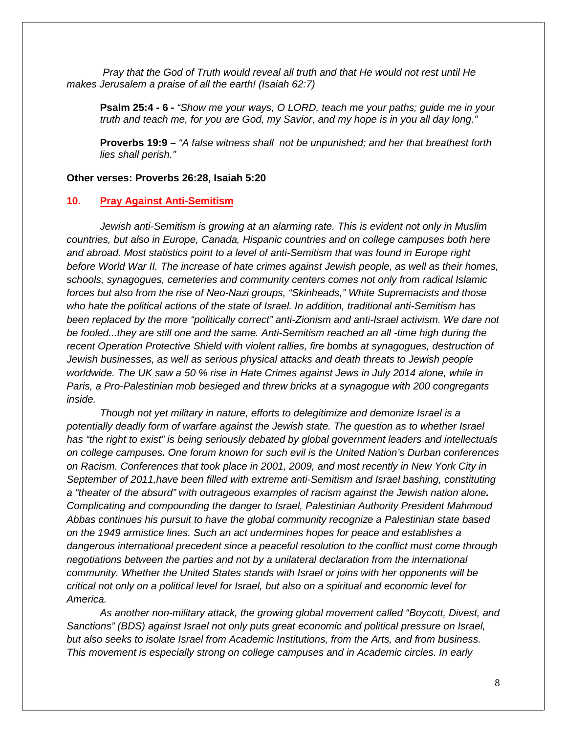*Pray that the God of Truth would reveal all truth and that He would not rest until He makes Jerusalem a praise of all the earth! (Isaiah 62:7)*

> **Psalm 25:4 - 6 -** *"Show me your ways, O LORD, teach me your paths; guide me in your truth and teach me, for you are God, my Savior, and my hope is in you all day long."*

> **Proverbs 19:9 –** *"A false witness shall not be unpunished; and her that breathest forth lies shall perish."*

**Other verses: Proverbs 26:28, Isaiah 5:20**

## 10. Pray Against Anti-Semitism

*Jewish anti-Semitism is growing at an alarming rate. This is evident not only in Muslim countries, but also in Europe, Canada, Hispanic countries and on college campuses both here and abroad. Most statistics point to a level of anti-Semitism that was found in Europe right before World War II. The increase of hate crimes against Jewish people, as well as their homes, schools, synagogues, cemeteries and community centers comes not only from radical Islamic forces but also from the rise of Neo-Nazi groups, "Skinheads," White Supremacists and those who hate the political actions of the state of Israel. In addition, traditional anti-Semitism has been replaced by the more "politically correct" anti-Zionism and anti-Israel activism. We dare not be fooled...they are still one and the same. Anti-Semitism reached an all -time high during the recent Operation Protective Shield with violent rallies, fire bombs at synagogues, destruction of Jewish businesses, as well as serious physical attacks and death threats to Jewish people worldwide. The UK saw a 50 % rise in Hate Crimes against Jews in July 2014 alone, while in Paris, a Pro-Palestinian mob besieged and threw bricks at a synagogue with 200 congregants inside.*

*Though not yet military in nature, efforts to delegitimize and demonize Israel is a potentially deadly form of warfare against the Jewish state. The question as to whether Israel has "the right to exist" is being seriously debated by global government leaders and intellectuals on college campuses. One forum known for such evil is the United Nation's Durban conferences on Racism. Conferences that took place in 2001, 2009, and most recently in New York City in September of 2011,have been filled with extreme anti-Semitism and Israel bashing, constituting a "theater of the absurd" with outrageous examples of racism against the Jewish nation alone. Complicating and compounding the danger to Israel, Palestinian Authority President Mahmoud Abbas continues his pursuit to have the global community recognize a Palestinian state based on the 1949 armistice lines. Such an act undermines hopes for peace and establishes a dangerous international precedent since a peaceful resolution to the conflict must come through negotiations between the parties and not by a unilateral declaration from the international community. Whether the United States stands with Israel or joins with her opponents will be critical not only on a political level for Israel, but also on a spiritual and economic level for America.*

*As another non-military attack, the growing global movement called "Boycott, Divest, and Sanctions" (BDS) against Israel not only puts great economic and political pressure on Israel, but also seeks to isolate Israel from Academic Institutions, from the Arts, and from business. This movement is especially strong on college campuses and in Academic circles. In early*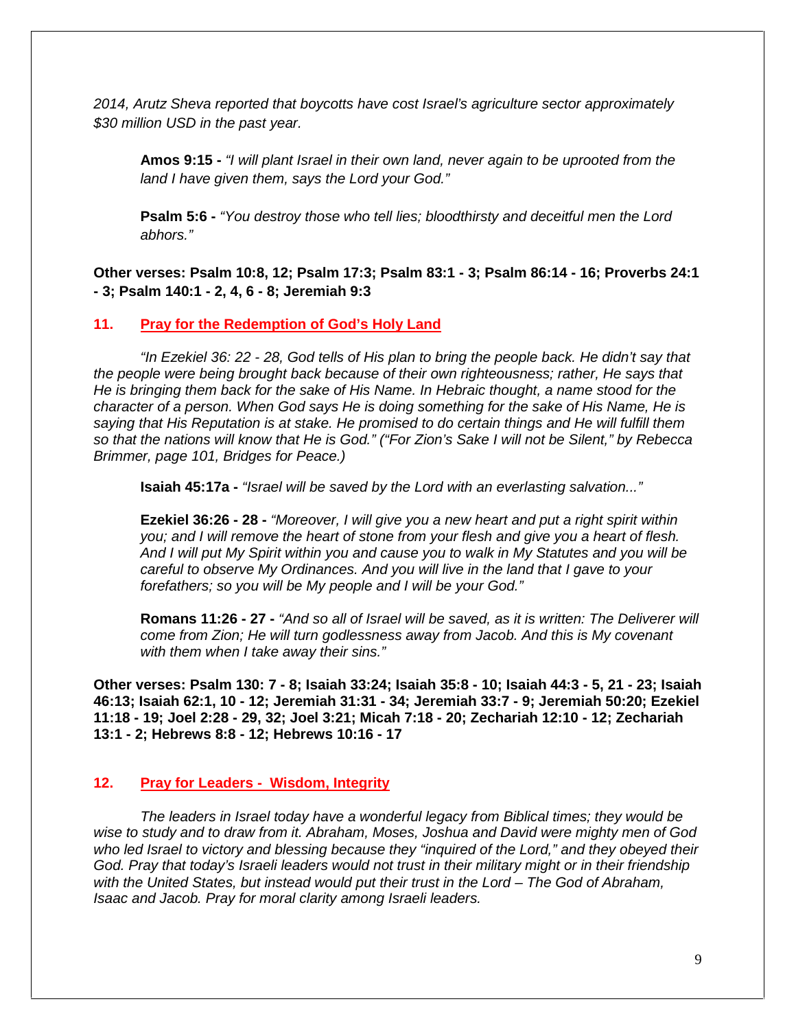*2014, Arutz Sheva reported that boycotts have cost Israel's agriculture sector approximately $30 million USD in the past year.*

> **Amos 9:15 -** *"I will plant Israel in their own land, never again to be uprooted from the land I have given them, says the Lord your God."*
>
> **Psalm 5:6 -** *"You destroy those who tell lies; bloodthirsty and deceitful men the Lord abhors."*

**Other verses: Psalm 10:8, 12; Psalm 17:3; Psalm 83:1 - 3; Psalm 86:14 - 16; Proverbs 24:1 - 3; Psalm 140:1 - 2, 4, 6 - 8; Jeremiah 9:3**

## 11. Pray for the Redemption of God's Holy Land

*"In Ezekiel 36: 22 - 28, God tells of His plan to bring the people back. He didn't say that the people were being brought back because of their own righteousness; rather, He says that He is bringing them back for the sake of His Name. In Hebraic thought, a name stood for the character of a person. When God says He is doing something for the sake of His Name, He is saying that His Reputation is at stake. He promised to do certain things and He will fulfill them so that the nations will know that He is God." ("For Zion's Sake I will not be Silent," by Rebecca Brimmer, page 101, Bridges for Peace.)*

> **Isaiah 45:17a -** *"Israel will be saved by the Lord with an everlasting salvation..."*
>
> **Ezekiel 36:26 - 28 -** *"Moreover, I will give you a new heart and put a right spirit within you; and I will remove the heart of stone from your flesh and give you a heart of flesh. And I will put My Spirit within you and cause you to walk in My Statutes and you will be careful to observe My Ordinances. And you will live in the land that I gave to your forefathers; so you will be My people and I will be your God."*
>
> **Romans 11:26 - 27 -** *"And so all of Israel will be saved, as it is written: The Deliverer will come from Zion; He will turn godlessness away from Jacob. And this is My covenant with them when I take away their sins."*

**Other verses: Psalm 130: 7 - 8; Isaiah 33:24; Isaiah 35:8 - 10; Isaiah 44:3 - 5, 21 - 23; Isaiah 46:13; Isaiah 62:1, 10 - 12; Jeremiah 31:31 - 34; Jeremiah 33:7 - 9; Jeremiah 50:20; Ezekiel 11:18 - 19; Joel 2:28 - 29, 32; Joel 3:21; Micah 7:18 - 20; Zechariah 12:10 - 12; Zechariah 13:1 - 2; Hebrews 8:8 - 12; Hebrews 10:16 - 17**

## 12. Pray for Leaders - Wisdom, Integrity

*The leaders in Israel today have a wonderful legacy from Biblical times; they would be wise to study and to draw from it. Abraham, Moses, Joshua and David were mighty men of God who led Israel to victory and blessing because they "inquired of the Lord," and they obeyed their God. Pray that today's Israeli leaders would not trust in their military might or in their friendship with the United States, but instead would put their trust in the Lord – The God of Abraham, Isaac and Jacob. Pray for moral clarity among Israeli leaders.*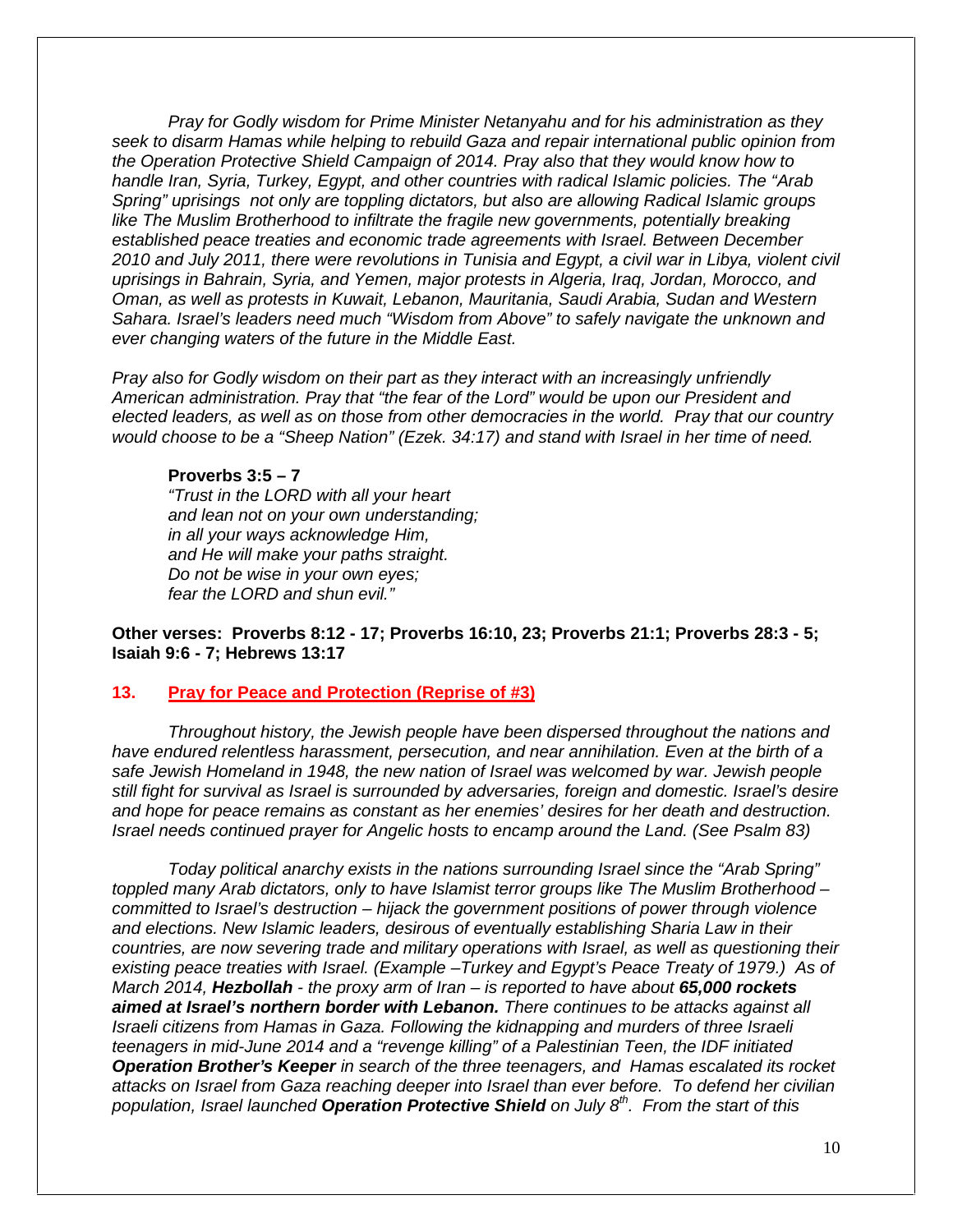*Pray for Godly wisdom for Prime Minister Netanyahu and for his administration as they seek to disarm Hamas while helping to rebuild Gaza and repair international public opinion from the Operation Protective Shield Campaign of 2014. Pray also that they would know how to handle Iran, Syria, Turkey, Egypt, and other countries with radical Islamic policies. The "Arab Spring" uprisings not only are toppling dictators, but also are allowing Radical Islamic groups like The Muslim Brotherhood to infiltrate the fragile new governments, potentially breaking established peace treaties and economic trade agreements with Israel. Between December 2010 and July 2011, there were revolutions in Tunisia and Egypt, a civil war in Libya, violent civil uprisings in Bahrain, Syria, and Yemen, major protests in Algeria, Iraq, Jordan, Morocco, and Oman, as well as protests in Kuwait, Lebanon, Mauritania, Saudi Arabia, Sudan and Western Sahara. Israel's leaders need much "Wisdom from Above" to safely navigate the unknown and ever changing waters of the future in the Middle East.*

*Pray also for Godly wisdom on their part as they interact with an increasingly unfriendly American administration. Pray that "the fear of the Lord" would be upon our President and elected leaders, as well as on those from other democracies in the world. Pray that our country would choose to be a "Sheep Nation" (Ezek. 34:17) and stand with Israel in her time of need.*

**Proverbs 3:5 – 7**
*"Trust in the LORD with all your heart*
*and lean not on your own understanding;*
*in all your ways acknowledge Him,*
*and He will make your paths straight.*
*Do not be wise in your own eyes;*
*fear the LORD and shun evil."*

**Other verses: Proverbs 8:12 - 17; Proverbs 16:10, 23; Proverbs 21:1; Proverbs 28:3 - 5; Isaiah 9:6 - 7; Hebrews 13:17**

## 13. Pray for Peace and Protection (Reprise of #3)

*Throughout history, the Jewish people have been dispersed throughout the nations and have endured relentless harassment, persecution, and near annihilation. Even at the birth of a safe Jewish Homeland in 1948, the new nation of Israel was welcomed by war. Jewish people still fight for survival as Israel is surrounded by adversaries, foreign and domestic. Israel's desire and hope for peace remains as constant as her enemies' desires for her death and destruction. Israel needs continued prayer for Angelic hosts to encamp around the Land. (See Psalm 83)*

*Today political anarchy exists in the nations surrounding Israel since the "Arab Spring" toppled many Arab dictators, only to have Islamist terror groups like The Muslim Brotherhood – committed to Israel's destruction – hijack the government positions of power through violence and elections. New Islamic leaders, desirous of eventually establishing Sharia Law in their countries, are now severing trade and military operations with Israel, as well as questioning their existing peace treaties with Israel. (Example –Turkey and Egypt's Peace Treaty of 1979.) As of March 2014,* ***Hezbollah*** *- the proxy arm of Iran – is reported to have about* ***65,000 rockets aimed at Israel's northern border with Lebanon.*** *There continues to be attacks against all Israeli citizens from Hamas in Gaza. Following the kidnapping and murders of three Israeli teenagers in mid-June 2014 and a "revenge killing" of a Palestinian Teen, the IDF initiated* ***Operation Brother's Keeper*** *in search of the three teenagers, and Hamas escalated its rocket attacks on Israel from Gaza reaching deeper into Israel than ever before. To defend her civilian population, Israel launched* ***Operation Protective Shield*** *on July 8th. From the start of this*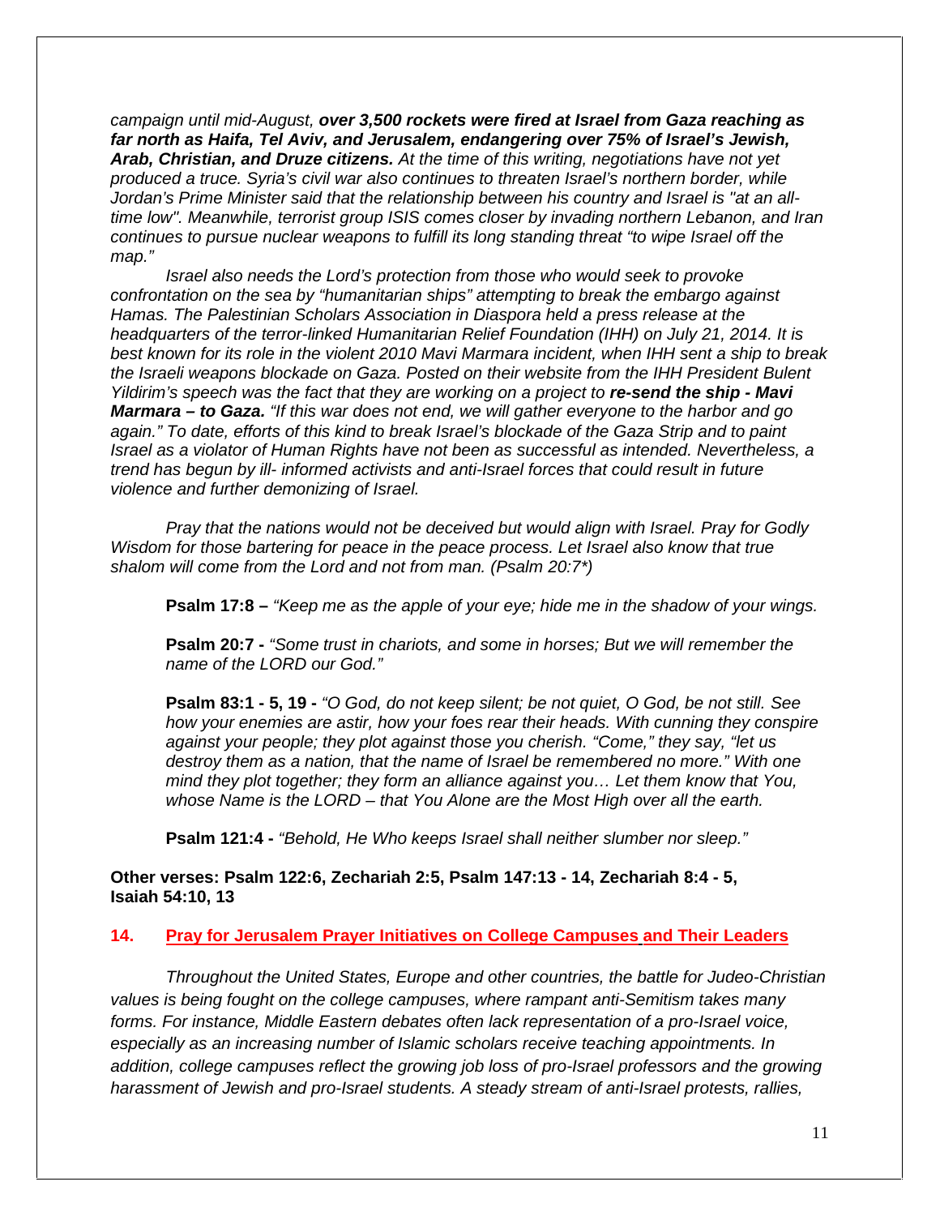*campaign until mid-August, **over 3,500 rockets were fired at Israel from Gaza reaching as far north as Haifa, Tel Aviv, and Jerusalem, endangering over 75% of Israel's Jewish, Arab, Christian, and Druze citizens.** At the time of this writing, negotiations have not yet produced a truce. Syria's civil war also continues to threaten Israel's northern border, while Jordan's Prime Minister said that the relationship between his country and Israel is "at an all-time low". Meanwhile, terrorist group ISIS comes closer by invading northern Lebanon, and Iran continues to pursue nuclear weapons to fulfill its long standing threat "to wipe Israel off the map."*

*Israel also needs the Lord's protection from those who would seek to provoke confrontation on the sea by "humanitarian ships" attempting to break the embargo against Hamas. The Palestinian Scholars Association in Diaspora held a press release at the headquarters of the terror-linked Humanitarian Relief Foundation (IHH) on July 21, 2014. It is best known for its role in the violent 2010 Mavi Marmara incident, when IHH sent a ship to break the Israeli weapons blockade on Gaza. Posted on their website from the IHH President Bulent Yildirim's speech was the fact that they are working on a project to **re-send the ship - Mavi Marmara – to Gaza.** "If this war does not end, we will gather everyone to the harbor and go again." To date, efforts of this kind to break Israel's blockade of the Gaza Strip and to paint Israel as a violator of Human Rights have not been as successful as intended. Nevertheless, a trend has begun by ill- informed activists and anti-Israel forces that could result in future violence and further demonizing of Israel.*

*Pray that the nations would not be deceived but would align with Israel. Pray for Godly Wisdom for those bartering for peace in the peace process. Let Israel also know that true shalom will come from the Lord and not from man. (Psalm 20:7*)*

**Psalm 17:8 –** *"Keep me as the apple of your eye; hide me in the shadow of your wings.*

**Psalm 20:7 -** *"Some trust in chariots, and some in horses; But we will remember the name of the LORD our God."*

**Psalm 83:1 - 5, 19 -** *"O God, do not keep silent; be not quiet, O God, be not still. See how your enemies are astir, how your foes rear their heads. With cunning they conspire against your people; they plot against those you cherish. "Come," they say, "let us destroy them as a nation, that the name of Israel be remembered no more." With one mind they plot together; they form an alliance against you… Let them know that You, whose Name is the LORD – that You Alone are the Most High over all the earth.*

**Psalm 121:4 -** *"Behold, He Who keeps Israel shall neither slumber nor sleep."*

**Other verses: Psalm 122:6, Zechariah 2:5, Psalm 147:13 - 14, Zechariah 8:4 - 5, Isaiah 54:10, 13**

## 14. Pray for Jerusalem Prayer Initiatives on College Campuses and Their Leaders

*Throughout the United States, Europe and other countries, the battle for Judeo-Christian values is being fought on the college campuses, where rampant anti-Semitism takes many forms. For instance, Middle Eastern debates often lack representation of a pro-Israel voice, especially as an increasing number of Islamic scholars receive teaching appointments. In addition, college campuses reflect the growing job loss of pro-Israel professors and the growing harassment of Jewish and pro-Israel students. A steady stream of anti-Israel protests, rallies,*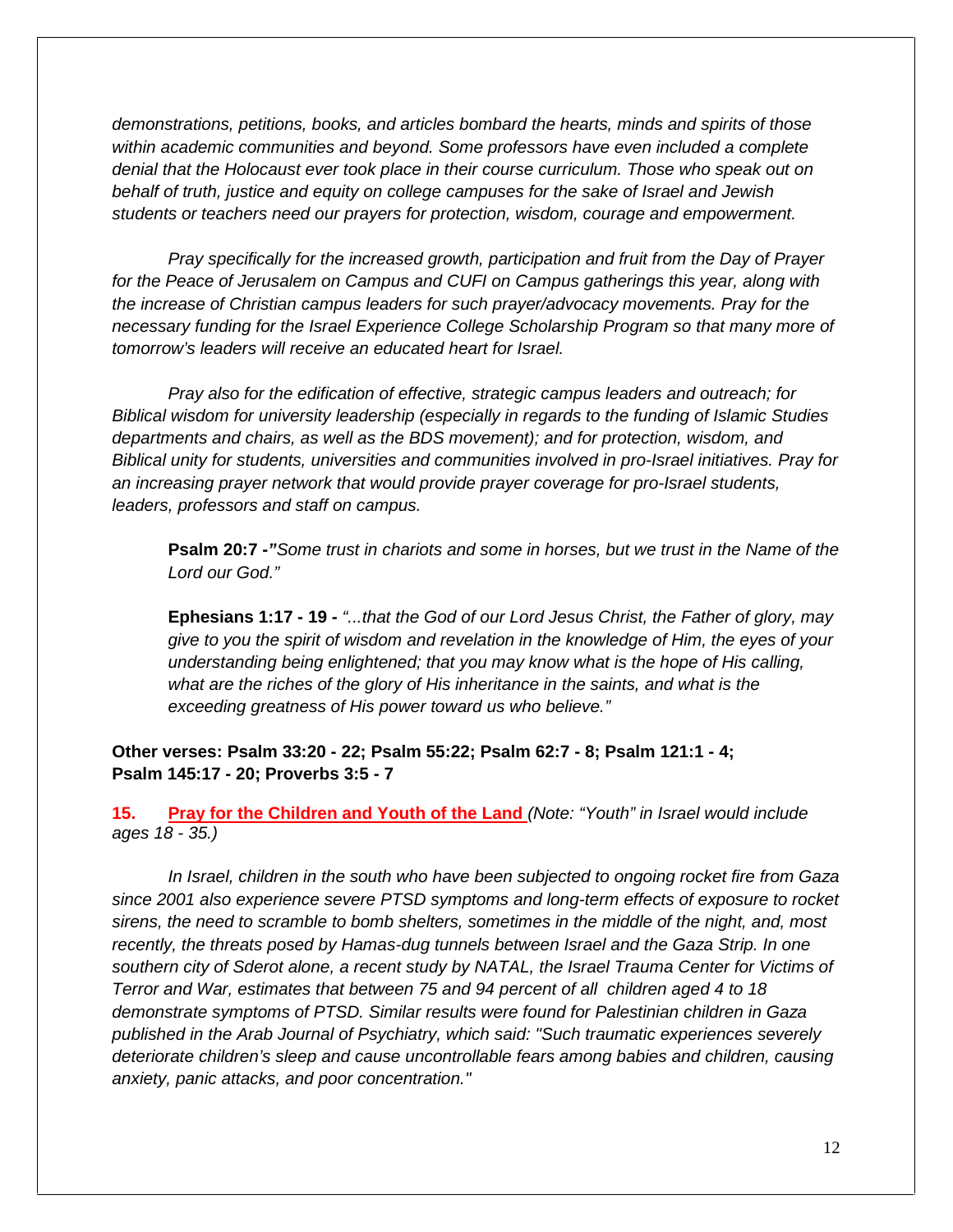*demonstrations, petitions, books, and articles bombard the hearts, minds and spirits of those within academic communities and beyond. Some professors have even included a complete denial that the Holocaust ever took place in their course curriculum. Those who speak out on behalf of truth, justice and equity on college campuses for the sake of Israel and Jewish students or teachers need our prayers for protection, wisdom, courage and empowerment.*

*Pray specifically for the increased growth, participation and fruit from the Day of Prayer for the Peace of Jerusalem on Campus and CUFI on Campus gatherings this year, along with the increase of Christian campus leaders for such prayer/advocacy movements. Pray for the necessary funding for the Israel Experience College Scholarship Program so that many more of tomorrow's leaders will receive an educated heart for Israel.*

*Pray also for the edification of effective, strategic campus leaders and outreach; for Biblical wisdom for university leadership (especially in regards to the funding of Islamic Studies departments and chairs, as well as the BDS movement); and for protection, wisdom, and Biblical unity for students, universities and communities involved in pro-Israel initiatives. Pray for an increasing prayer network that would provide prayer coverage for pro-Israel students, leaders, professors and staff on campus.*

> **Psalm 20:7 -** *"Some trust in chariots and some in horses, but we trust in the Name of the Lord our God."*
>
> **Ephesians 1:17 - 19 -** *"...that the God of our Lord Jesus Christ, the Father of glory, may give to you the spirit of wisdom and revelation in the knowledge of Him, the eyes of your understanding being enlightened; that you may know what is the hope of His calling, what are the riches of the glory of His inheritance in the saints, and what is the exceeding greatness of His power toward us who believe."*

**Other verses: Psalm 33:20 - 22; Psalm 55:22; Psalm 62:7 - 8; Psalm 121:1 - 4; Psalm 145:17 - 20; Proverbs 3:5 - 7**

**15. Pray for the Children and Youth of the Land** *(Note: "Youth" in Israel would include ages 18 - 35.)*

*In Israel, children in the south who have been subjected to ongoing rocket fire from Gaza since 2001 also experience severe PTSD symptoms and long-term effects of exposure to rocket sirens, the need to scramble to bomb shelters, sometimes in the middle of the night, and, most recently, the threats posed by Hamas-dug tunnels between Israel and the Gaza Strip. In one southern city of Sderot alone, a recent study by NATAL, the Israel Trauma Center for Victims of Terror and War, estimates that between 75 and 94 percent of all children aged 4 to 18 demonstrate symptoms of PTSD. Similar results were found for Palestinian children in Gaza published in the Arab Journal of Psychiatry, which said: "Such traumatic experiences severely deteriorate children's sleep and cause uncontrollable fears among babies and children, causing anxiety, panic attacks, and poor concentration."*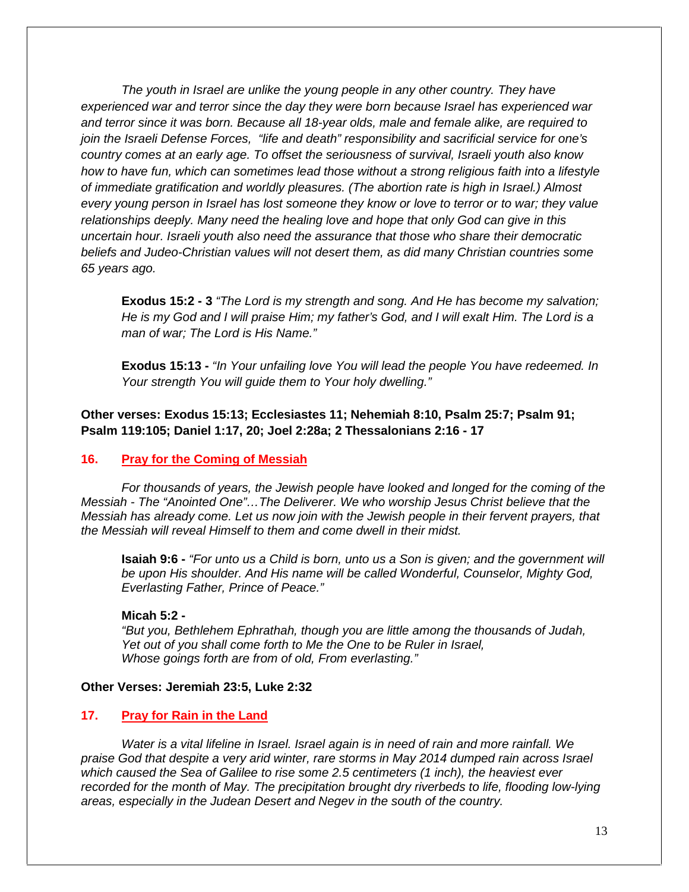*The youth in Israel are unlike the young people in any other country. They have experienced war and terror since the day they were born because Israel has experienced war and terror since it was born. Because all 18-year olds, male and female alike, are required to join the Israeli Defense Forces, "life and death" responsibility and sacrificial service for one's country comes at an early age. To offset the seriousness of survival, Israeli youth also know how to have fun, which can sometimes lead those without a strong religious faith into a lifestyle of immediate gratification and worldly pleasures. (The abortion rate is high in Israel.) Almost every young person in Israel has lost someone they know or love to terror or to war; they value relationships deeply. Many need the healing love and hope that only God can give in this uncertain hour. Israeli youth also need the assurance that those who share their democratic beliefs and Judeo-Christian values will not desert them, as did many Christian countries some 65 years ago.*

> **Exodus 15:2 - 3** *"The Lord is my strength and song. And He has become my salvation; He is my God and I will praise Him; my father's God, and I will exalt Him. The Lord is a man of war; The Lord is His Name."*
>
> **Exodus 15:13 -** *"In Your unfailing love You will lead the people You have redeemed. In Your strength You will guide them to Your holy dwelling."*

**Other verses: Exodus 15:13; Ecclesiastes 11; Nehemiah 8:10, Psalm 25:7; Psalm 91; Psalm 119:105; Daniel 1:17, 20; Joel 2:28a; 2 Thessalonians 2:16 - 17**

## 16. Pray for the Coming of Messiah

*For thousands of years, the Jewish people have looked and longed for the coming of the Messiah - The "Anointed One"…The Deliverer. We who worship Jesus Christ believe that the Messiah has already come. Let us now join with the Jewish people in their fervent prayers, that the Messiah will reveal Himself to them and come dwell in their midst.*

> **Isaiah 9:6 -** *"For unto us a Child is born, unto us a Son is given; and the government will be upon His shoulder. And His name will be called Wonderful, Counselor, Mighty God, Everlasting Father, Prince of Peace."*
>
> **Micah 5:2 -**
> *"But you, Bethlehem Ephrathah, though you are little among the thousands of Judah,*
> *Yet out of you shall come forth to Me the One to be Ruler in Israel,*
> *Whose goings forth are from of old, From everlasting."*

**Other Verses: Jeremiah 23:5, Luke 2:32**

## 17. Pray for Rain in the Land

*Water is a vital lifeline in Israel. Israel again is in need of rain and more rainfall. We praise God that despite a very arid winter, rare storms in May 2014 dumped rain across Israel which caused the Sea of Galilee to rise some 2.5 centimeters (1 inch), the heaviest ever recorded for the month of May. The precipitation brought dry riverbeds to life, flooding low-lying areas, especially in the Judean Desert and Negev in the south of the country.*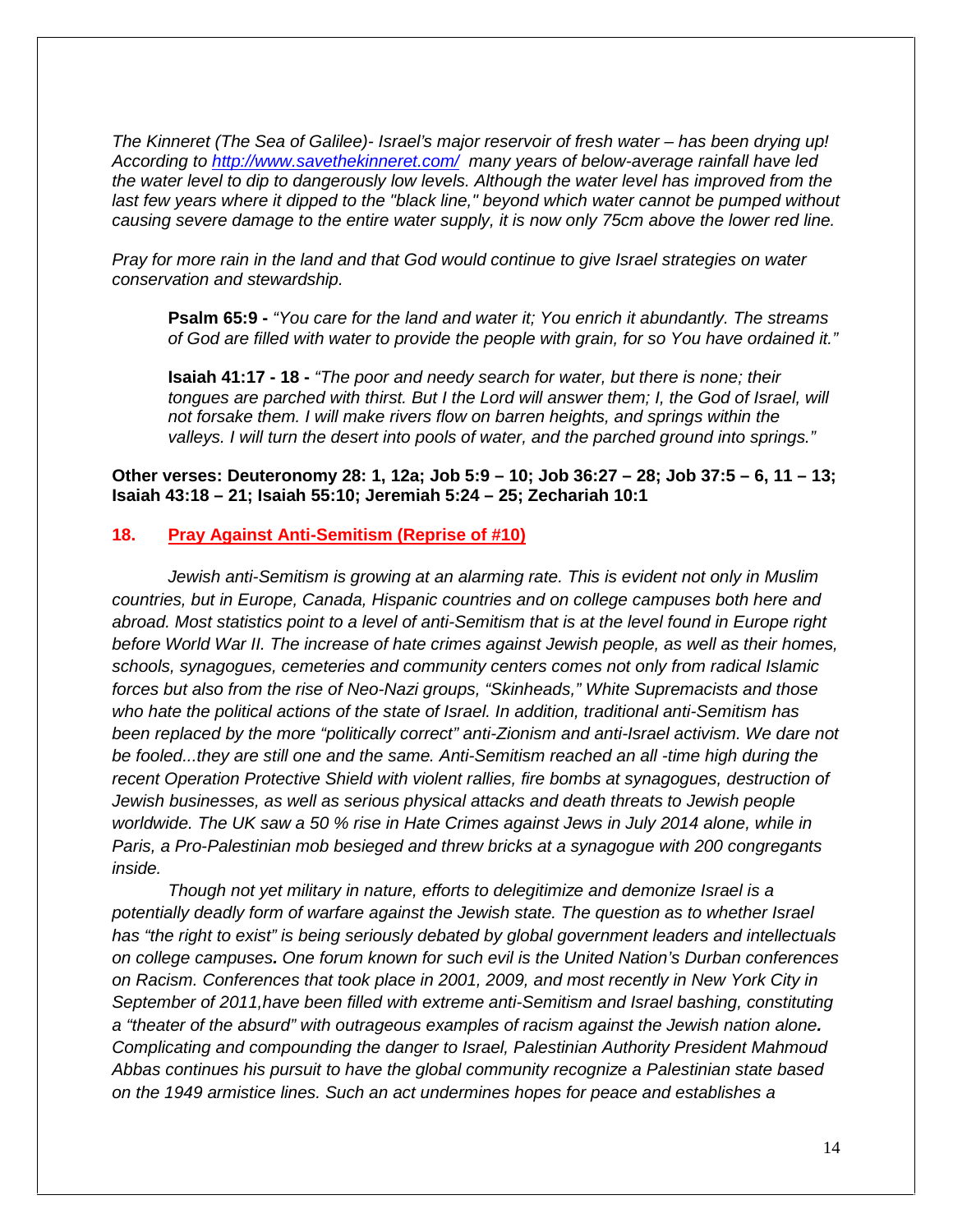*The Kinneret (The Sea of Galilee)- Israel's major reservoir of fresh water – has been drying up! According to [http://www.savethekinneret.com/](http://www.savethekinneret.com/) many years of below-average rainfall have led the water level to dip to dangerously low levels. Although the water level has improved from the last few years where it dipped to the "black line," beyond which water cannot be pumped without causing severe damage to the entire water supply, it is now only 75cm above the lower red line.*

*Pray for more rain in the land and that God would continue to give Israel strategies on water conservation and stewardship.*

> **Psalm 65:9 -** *"You care for the land and water it; You enrich it abundantly. The streams of God are filled with water to provide the people with grain, for so You have ordained it."*
>
> **Isaiah 41:17 - 18 -** *"The poor and needy search for water, but there is none; their tongues are parched with thirst. But I the Lord will answer them; I, the God of Israel, will not forsake them. I will make rivers flow on barren heights, and springs within the valleys. I will turn the desert into pools of water, and the parched ground into springs."*

**Other verses: Deuteronomy 28: 1, 12a; Job 5:9 – 10; Job 36:27 – 28; Job 37:5 – 6, 11 – 13; Isaiah 43:18 – 21; Isaiah 55:10; Jeremiah 5:24 – 25; Zechariah 10:1**

## 18. Pray Against Anti-Semitism (Reprise of #10)

*Jewish anti-Semitism is growing at an alarming rate. This is evident not only in Muslim countries, but in Europe, Canada, Hispanic countries and on college campuses both here and abroad. Most statistics point to a level of anti-Semitism that is at the level found in Europe right before World War II. The increase of hate crimes against Jewish people, as well as their homes, schools, synagogues, cemeteries and community centers comes not only from radical Islamic forces but also from the rise of Neo-Nazi groups, "Skinheads," White Supremacists and those who hate the political actions of the state of Israel. In addition, traditional anti-Semitism has been replaced by the more "politically correct" anti-Zionism and anti-Israel activism. We dare not be fooled...they are still one and the same. Anti-Semitism reached an all -time high during the recent Operation Protective Shield with violent rallies, fire bombs at synagogues, destruction of Jewish businesses, as well as serious physical attacks and death threats to Jewish people worldwide. The UK saw a 50 % rise in Hate Crimes against Jews in July 2014 alone, while in Paris, a Pro-Palestinian mob besieged and threw bricks at a synagogue with 200 congregants inside.*

*Though not yet military in nature, efforts to delegitimize and demonize Israel is a potentially deadly form of warfare against the Jewish state. The question as to whether Israel has "the right to exist" is being seriously debated by global government leaders and intellectuals on college campuses. One forum known for such evil is the United Nation's Durban conferences on Racism. Conferences that took place in 2001, 2009, and most recently in New York City in September of 2011,have been filled with extreme anti-Semitism and Israel bashing, constituting a "theater of the absurd" with outrageous examples of racism against the Jewish nation alone. Complicating and compounding the danger to Israel, Palestinian Authority President Mahmoud Abbas continues his pursuit to have the global community recognize a Palestinian state based on the 1949 armistice lines. Such an act undermines hopes for peace and establishes a*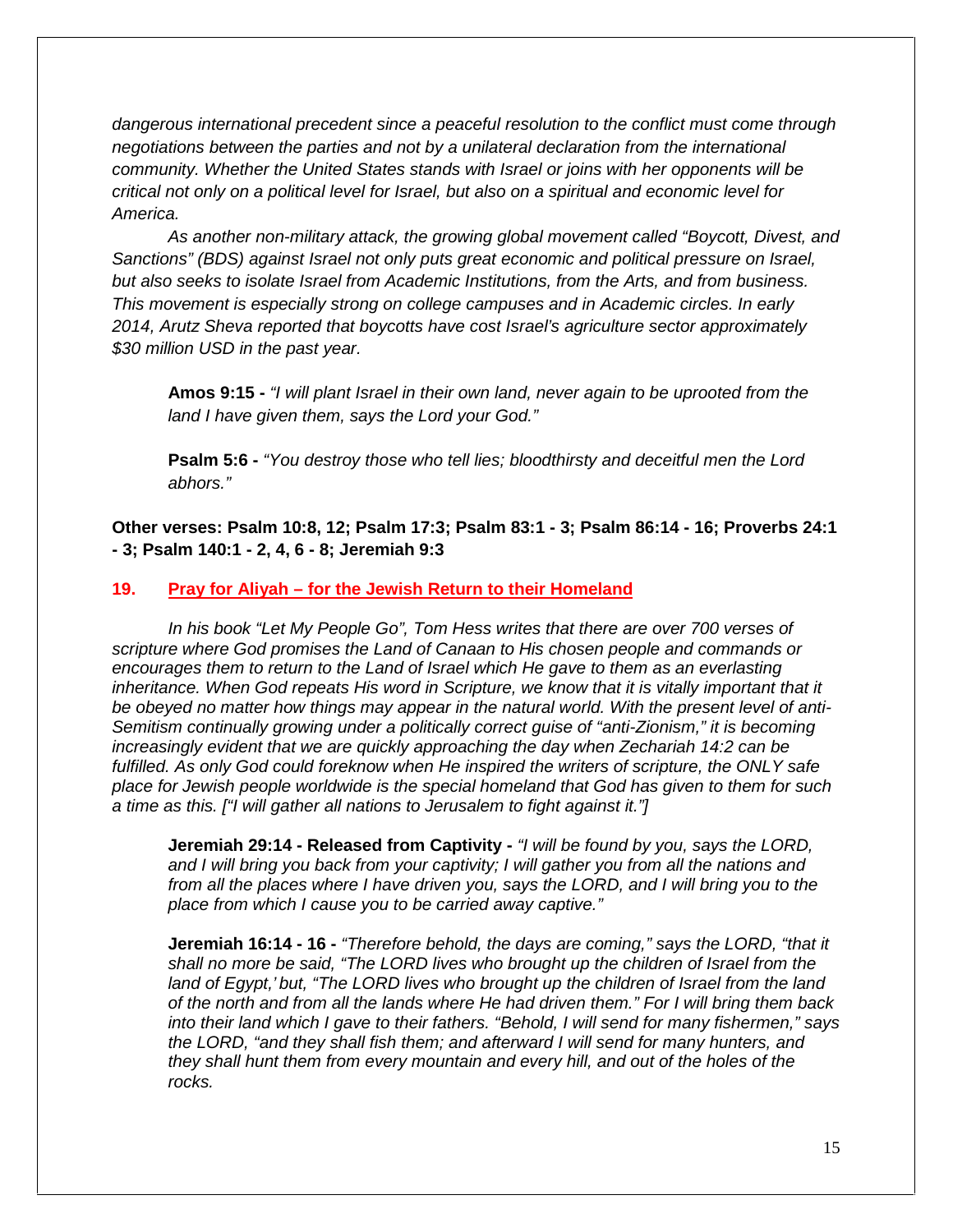*dangerous international precedent since a peaceful resolution to the conflict must come through negotiations between the parties and not by a unilateral declaration from the international community. Whether the United States stands with Israel or joins with her opponents will be critical not only on a political level for Israel, but also on a spiritual and economic level for America.*

*As another non-military attack, the growing global movement called "Boycott, Divest, and Sanctions" (BDS) against Israel not only puts great economic and political pressure on Israel, but also seeks to isolate Israel from Academic Institutions, from the Arts, and from business. This movement is especially strong on college campuses and in Academic circles. In early 2014, Arutz Sheva reported that boycotts have cost Israel's agriculture sector approximately $30 million USD in the past year.*

> **Amos 9:15 -** *"I will plant Israel in their own land, never again to be uprooted from the land I have given them, says the Lord your God."*

> **Psalm 5:6 -** *"You destroy those who tell lies; bloodthirsty and deceitful men the Lord abhors."*

**Other verses: Psalm 10:8, 12; Psalm 17:3; Psalm 83:1 - 3; Psalm 86:14 - 16; Proverbs 24:1 - 3; Psalm 140:1 - 2, 4, 6 - 8; Jeremiah 9:3**

## 19. Pray for Aliyah – for the Jewish Return to their Homeland

*In his book "Let My People Go", Tom Hess writes that there are over 700 verses of scripture where God promises the Land of Canaan to His chosen people and commands or encourages them to return to the Land of Israel which He gave to them as an everlasting inheritance. When God repeats His word in Scripture, we know that it is vitally important that it be obeyed no matter how things may appear in the natural world. With the present level of anti-Semitism continually growing under a politically correct guise of "anti-Zionism," it is becoming increasingly evident that we are quickly approaching the day when Zechariah 14:2 can be fulfilled. As only God could foreknow when He inspired the writers of scripture, the ONLY safe place for Jewish people worldwide is the special homeland that God has given to them for such a time as this. ["I will gather all nations to Jerusalem to fight against it."]*

> **Jeremiah 29:14 - Released from Captivity -** *"I will be found by you, says the LORD, and I will bring you back from your captivity; I will gather you from all the nations and from all the places where I have driven you, says the LORD, and I will bring you to the place from which I cause you to be carried away captive."*

> **Jeremiah 16:14 - 16 -** *"Therefore behold, the days are coming," says the LORD, "that it shall no more be said, "The LORD lives who brought up the children of Israel from the land of Egypt,' but, "The LORD lives who brought up the children of Israel from the land of the north and from all the lands where He had driven them." For I will bring them back into their land which I gave to their fathers. "Behold, I will send for many fishermen," says the LORD, "and they shall fish them; and afterward I will send for many hunters, and they shall hunt them from every mountain and every hill, and out of the holes of the rocks.*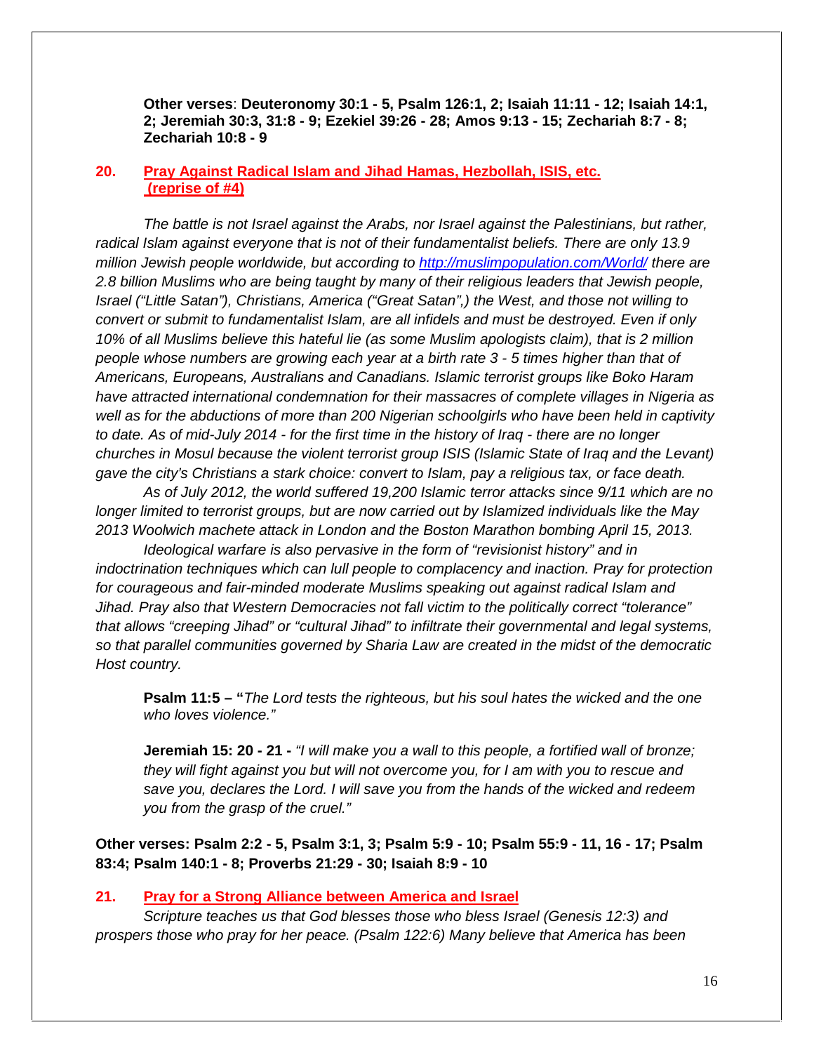**Other verses**: **Deuteronomy 30:1 - 5, Psalm 126:1, 2; Isaiah 11:11 - 12; Isaiah 14:1, 2; Jeremiah 30:3, 31:8 - 9; Ezekiel 39:26 - 28; Amos 9:13 - 15; Zechariah 8:7 - 8; Zechariah 10:8 - 9**

## 20. Pray Against Radical Islam and Jihad Hamas, Hezbollah, ISIS, etc. (reprise of #4)

*The battle is not Israel against the Arabs, nor Israel against the Palestinians, but rather, radical Islam against everyone that is not of their fundamentalist beliefs. There are only 13.9 million Jewish people worldwide, but according to [http://muslimpopulation.com/World/](http://muslimpopulation.com/World/) there are 2.8 billion Muslims who are being taught by many of their religious leaders that Jewish people, Israel ("Little Satan"), Christians, America ("Great Satan",) the West, and those not willing to convert or submit to fundamentalist Islam, are all infidels and must be destroyed. Even if only 10% of all Muslims believe this hateful lie (as some Muslim apologists claim), that is 2 million people whose numbers are growing each year at a birth rate 3 - 5 times higher than that of Americans, Europeans, Australians and Canadians. Islamic terrorist groups like Boko Haram have attracted international condemnation for their massacres of complete villages in Nigeria as well as for the abductions of more than 200 Nigerian schoolgirls who have been held in captivity to date. As of mid-July 2014 - for the first time in the history of Iraq - there are no longer churches in Mosul because the violent terrorist group ISIS (Islamic State of Iraq and the Levant) gave the city's Christians a stark choice: convert to Islam, pay a religious tax, or face death.*

*As of July 2012, the world suffered 19,200 Islamic terror attacks since 9/11 which are no longer limited to terrorist groups, but are now carried out by Islamized individuals like the May 2013 Woolwich machete attack in London and the Boston Marathon bombing April 15, 2013.*

*Ideological warfare is also pervasive in the form of "revisionist history" and in indoctrination techniques which can lull people to complacency and inaction. Pray for protection for courageous and fair-minded moderate Muslims speaking out against radical Islam and Jihad. Pray also that Western Democracies not fall victim to the politically correct "tolerance" that allows "creeping Jihad" or "cultural Jihad" to infiltrate their governmental and legal systems, so that parallel communities governed by Sharia Law are created in the midst of the democratic Host country.*

**Psalm 11:5 – "***The Lord tests the righteous, but his soul hates the wicked and the one who loves violence."*

**Jeremiah 15: 20 - 21 -** *"I will make you a wall to this people, a fortified wall of bronze; they will fight against you but will not overcome you, for I am with you to rescue and save you, declares the Lord. I will save you from the hands of the wicked and redeem you from the grasp of the cruel."*

**Other verses: Psalm 2:2 - 5, Psalm 3:1, 3; Psalm 5:9 - 10; Psalm 55:9 - 11, 16 - 17; Psalm 83:4; Psalm 140:1 - 8; Proverbs 21:29 - 30; Isaiah 8:9 - 10**

## 21. Pray for a Strong Alliance between America and Israel

*Scripture teaches us that God blesses those who bless Israel (Genesis 12:3) and prospers those who pray for her peace. (Psalm 122:6) Many believe that America has been*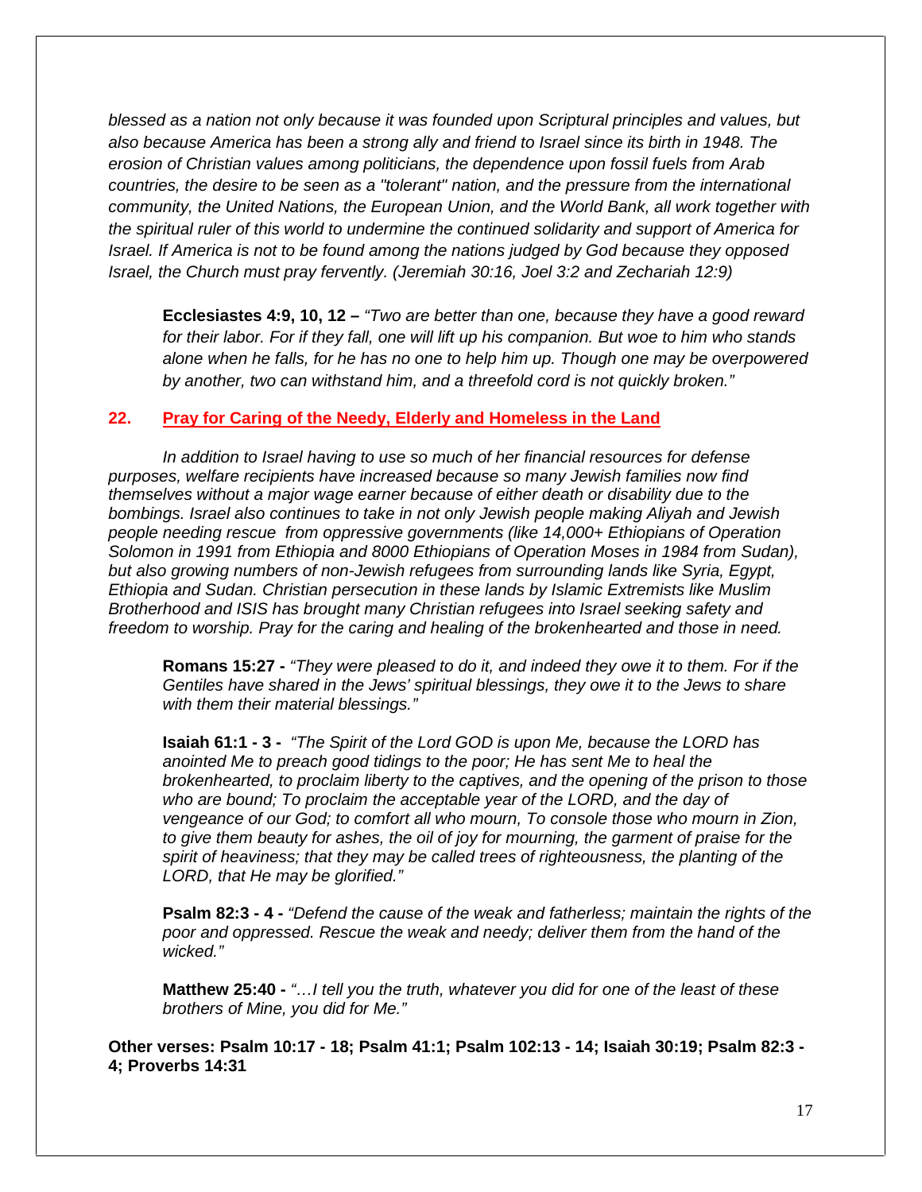*blessed as a nation not only because it was founded upon Scriptural principles and values, but also because America has been a strong ally and friend to Israel since its birth in 1948. The erosion of Christian values among politicians, the dependence upon fossil fuels from Arab countries, the desire to be seen as a "tolerant" nation, and the pressure from the international community, the United Nations, the European Union, and the World Bank, all work together with the spiritual ruler of this world to undermine the continued solidarity and support of America for Israel. If America is not to be found among the nations judged by God because they opposed Israel, the Church must pray fervently. (Jeremiah 30:16, Joel 3:2 and Zechariah 12:9)*

> **Ecclesiastes 4:9, 10, 12 –** *"Two are better than one, because they have a good reward for their labor. For if they fall, one will lift up his companion. But woe to him who stands alone when he falls, for he has no one to help him up. Though one may be overpowered by another, two can withstand him, and a threefold cord is not quickly broken."*

## 22. Pray for Caring of the Needy, Elderly and Homeless in the Land

*In addition to Israel having to use so much of her financial resources for defense purposes, welfare recipients have increased because so many Jewish families now find themselves without a major wage earner because of either death or disability due to the bombings. Israel also continues to take in not only Jewish people making Aliyah and Jewish people needing rescue from oppressive governments (like 14,000+ Ethiopians of Operation Solomon in 1991 from Ethiopia and 8000 Ethiopians of Operation Moses in 1984 from Sudan), but also growing numbers of non-Jewish refugees from surrounding lands like Syria, Egypt, Ethiopia and Sudan. Christian persecution in these lands by Islamic Extremists like Muslim Brotherhood and ISIS has brought many Christian refugees into Israel seeking safety and freedom to worship. Pray for the caring and healing of the brokenhearted and those in need.*

> **Romans 15:27 -** *"They were pleased to do it, and indeed they owe it to them. For if the Gentiles have shared in the Jews' spiritual blessings, they owe it to the Jews to share with them their material blessings."*

> **Isaiah 61:1 - 3 -** *"The Spirit of the Lord GOD is upon Me, because the LORD has anointed Me to preach good tidings to the poor; He has sent Me to heal the brokenhearted, to proclaim liberty to the captives, and the opening of the prison to those who are bound; To proclaim the acceptable year of the LORD, and the day of vengeance of our God; to comfort all who mourn, To console those who mourn in Zion, to give them beauty for ashes, the oil of joy for mourning, the garment of praise for the spirit of heaviness; that they may be called trees of righteousness, the planting of the LORD, that He may be glorified."*

> **Psalm 82:3 - 4 -** *"Defend the cause of the weak and fatherless; maintain the rights of the poor and oppressed. Rescue the weak and needy; deliver them from the hand of the wicked."*

> **Matthew 25:40 -** *"…I tell you the truth, whatever you did for one of the least of these brothers of Mine, you did for Me."*

**Other verses: Psalm 10:17 - 18; Psalm 41:1; Psalm 102:13 - 14; Isaiah 30:19; Psalm 82:3 - 4; Proverbs 14:31**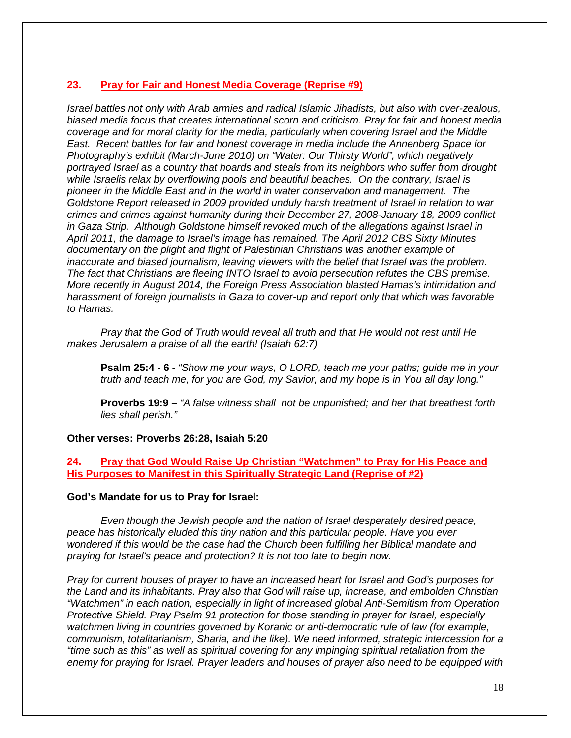## 23. Pray for Fair and Honest Media Coverage (Reprise #9)

*Israel battles not only with Arab armies and radical Islamic Jihadists, but also with over-zealous, biased media focus that creates international scorn and criticism. Pray for fair and honest media coverage and for moral clarity for the media, particularly when covering Israel and the Middle East. Recent battles for fair and honest coverage in media include the Annenberg Space for Photography's exhibit (March-June 2010) on "Water: Our Thirsty World", which negatively portrayed Israel as a country that hoards and steals from its neighbors who suffer from drought while Israelis relax by overflowing pools and beautiful beaches. On the contrary, Israel is pioneer in the Middle East and in the world in water conservation and management. The Goldstone Report released in 2009 provided unduly harsh treatment of Israel in relation to war crimes and crimes against humanity during their December 27, 2008-January 18, 2009 conflict in Gaza Strip. Although Goldstone himself revoked much of the allegations against Israel in April 2011, the damage to Israel's image has remained. The April 2012 CBS Sixty Minutes documentary on the plight and flight of Palestinian Christians was another example of inaccurate and biased journalism, leaving viewers with the belief that Israel was the problem. The fact that Christians are fleeing INTO Israel to avoid persecution refutes the CBS premise. More recently in August 2014, the Foreign Press Association blasted Hamas's intimidation and harassment of foreign journalists in Gaza to cover-up and report only that which was favorable to Hamas.*

*Pray that the God of Truth would reveal all truth and that He would not rest until He makes Jerusalem a praise of all the earth! (Isaiah 62:7)*

> **Psalm 25:4 - 6 -** *"Show me your ways, O LORD, teach me your paths; guide me in your truth and teach me, for you are God, my Savior, and my hope is in You all day long."*
>
> **Proverbs 19:9 –** *"A false witness shall not be unpunished; and her that breathest forth lies shall perish."*

**Other verses: Proverbs 26:28, Isaiah 5:20**

## 24. Pray that God Would Raise Up Christian "Watchmen" to Pray for His Peace and His Purposes to Manifest in this Spiritually Strategic Land (Reprise of #2)

**God's Mandate for us to Pray for Israel:**

*Even though the Jewish people and the nation of Israel desperately desired peace, peace has historically eluded this tiny nation and this particular people. Have you ever wondered if this would be the case had the Church been fulfilling her Biblical mandate and praying for Israel's peace and protection? It is not too late to begin now.*

*Pray for current houses of prayer to have an increased heart for Israel and God's purposes for the Land and its inhabitants. Pray also that God will raise up, increase, and embolden Christian "Watchmen" in each nation, especially in light of increased global Anti-Semitism from Operation Protective Shield. Pray Psalm 91 protection for those standing in prayer for Israel, especially watchmen living in countries governed by Koranic or anti-democratic rule of law (for example, communism, totalitarianism, Sharia, and the like). We need informed, strategic intercession for a "time such as this" as well as spiritual covering for any impinging spiritual retaliation from the enemy for praying for Israel. Prayer leaders and houses of prayer also need to be equipped with*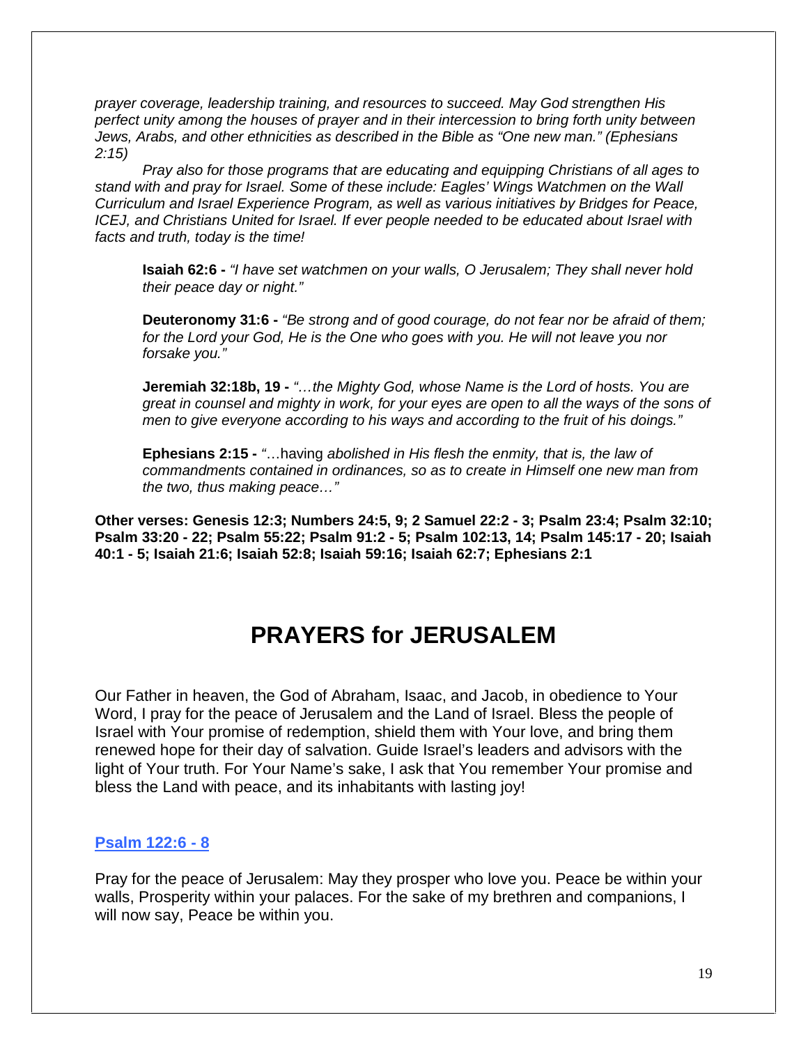*prayer coverage, leadership training, and resources to succeed. May God strengthen His perfect unity among the houses of prayer and in their intercession to bring forth unity between Jews, Arabs, and other ethnicities as described in the Bible as "One new man." (Ephesians 2:15)*

*Pray also for those programs that are educating and equipping Christians of all ages to stand with and pray for Israel. Some of these include: Eagles' Wings Watchmen on the Wall Curriculum and Israel Experience Program, as well as various initiatives by Bridges for Peace, ICEJ, and Christians United for Israel. If ever people needed to be educated about Israel with facts and truth, today is the time!*

> **Isaiah 62:6 -** *"I have set watchmen on your walls, O Jerusalem; They shall never hold their peace day or night."*
>
> **Deuteronomy 31:6 -** *"Be strong and of good courage, do not fear nor be afraid of them; for the Lord your God, He is the One who goes with you. He will not leave you nor forsake you."*
>
> **Jeremiah 32:18b, 19 -** *"…the Mighty God, whose Name is the Lord of hosts. You are great in counsel and mighty in work, for your eyes are open to all the ways of the sons of men to give everyone according to his ways and according to the fruit of his doings."*
>
> **Ephesians 2:15 -** "…having *abolished in His flesh the enmity, that is, the law of commandments contained in ordinances, so as to create in Himself one new man from the two, thus making peace…"*

**Other verses: Genesis 12:3; Numbers 24:5, 9; 2 Samuel 22:2 - 3; Psalm 23:4; Psalm 32:10; Psalm 33:20 - 22; Psalm 55:22; Psalm 91:2 - 5; Psalm 102:13, 14; Psalm 145:17 - 20; Isaiah 40:1 - 5; Isaiah 21:6; Isaiah 52:8; Isaiah 59:16; Isaiah 62:7; Ephesians 2:1**

# PRAYERS for JERUSALEM

Our Father in heaven, the God of Abraham, Isaac, and Jacob, in obedience to Your Word, I pray for the peace of Jerusalem and the Land of Israel. Bless the people of Israel with Your promise of redemption, shield them with Your love, and bring them renewed hope for their day of salvation. Guide Israel's leaders and advisors with the light of Your truth. For Your Name's sake, I ask that You remember Your promise and bless the Land with peace, and its inhabitants with lasting joy!

**Psalm 122:6 - 8**

Pray for the peace of Jerusalem: May they prosper who love you. Peace be within your walls, Prosperity within your palaces. For the sake of my brethren and companions, I will now say, Peace be within you.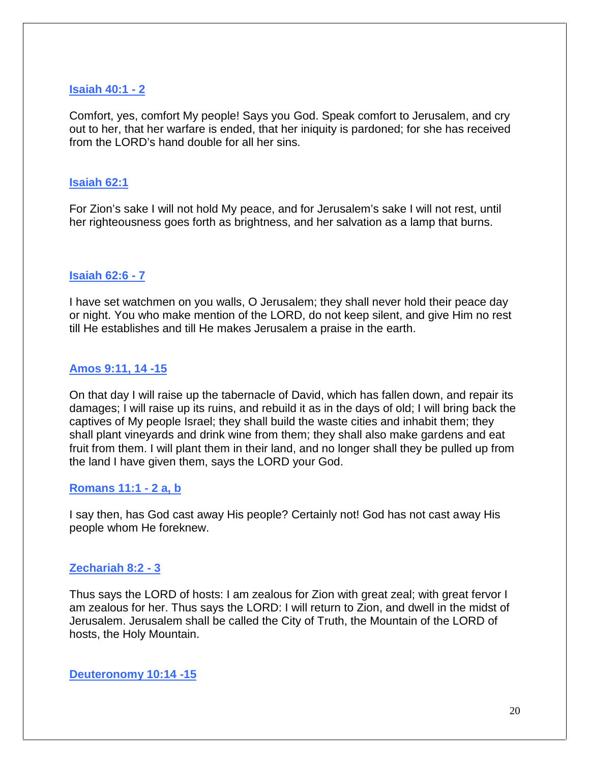**Isaiah 40:1 - 2**

Comfort, yes, comfort My people! Says you God. Speak comfort to Jerusalem, and cry out to her, that her warfare is ended, that her iniquity is pardoned; for she has received from the LORD's hand double for all her sins.

**Isaiah 62:1**

For Zion's sake I will not hold My peace, and for Jerusalem's sake I will not rest, until her righteousness goes forth as brightness, and her salvation as a lamp that burns.

**Isaiah 62:6 - 7**

I have set watchmen on you walls, O Jerusalem; they shall never hold their peace day or night. You who make mention of the LORD, do not keep silent, and give Him no rest till He establishes and till He makes Jerusalem a praise in the earth.

**Amos 9:11, 14 -15**

On that day I will raise up the tabernacle of David, which has fallen down, and repair its damages; I will raise up its ruins, and rebuild it as in the days of old; I will bring back the captives of My people Israel; they shall build the waste cities and inhabit them; they shall plant vineyards and drink wine from them; they shall also make gardens and eat fruit from them. I will plant them in their land, and no longer shall they be pulled up from the land I have given them, says the LORD your God.

**Romans 11:1 - 2 a, b**

I say then, has God cast away His people? Certainly not! God has not cast away His people whom He foreknew.

**Zechariah 8:2 - 3**

Thus says the LORD of hosts: I am zealous for Zion with great zeal; with great fervor I am zealous for her. Thus says the LORD: I will return to Zion, and dwell in the midst of Jerusalem. Jerusalem shall be called the City of Truth, the Mountain of the LORD of hosts, the Holy Mountain.

**Deuteronomy 10:14 -15**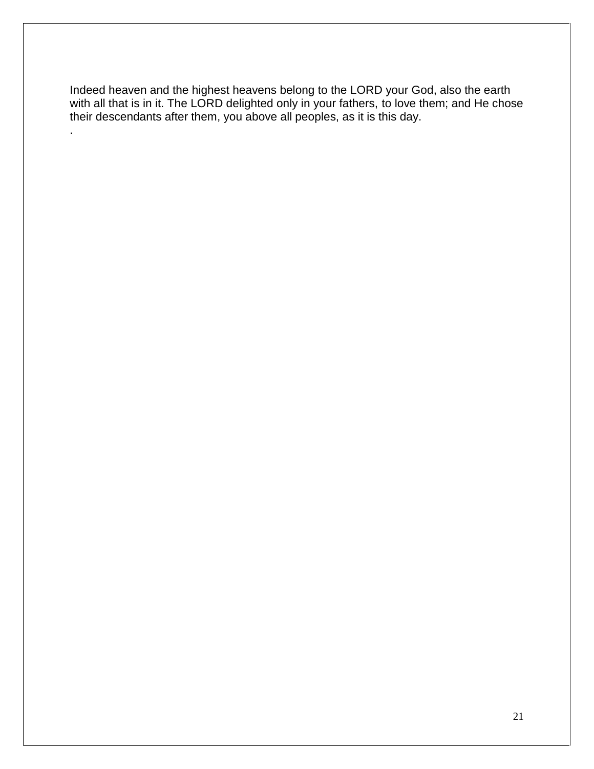Indeed heaven and the highest heavens belong to the LORD your God, also the earth with all that is in it. The LORD delighted only in your fathers, to love them; and He chose their descendants after them, you above all peoples, as it is this day.

.